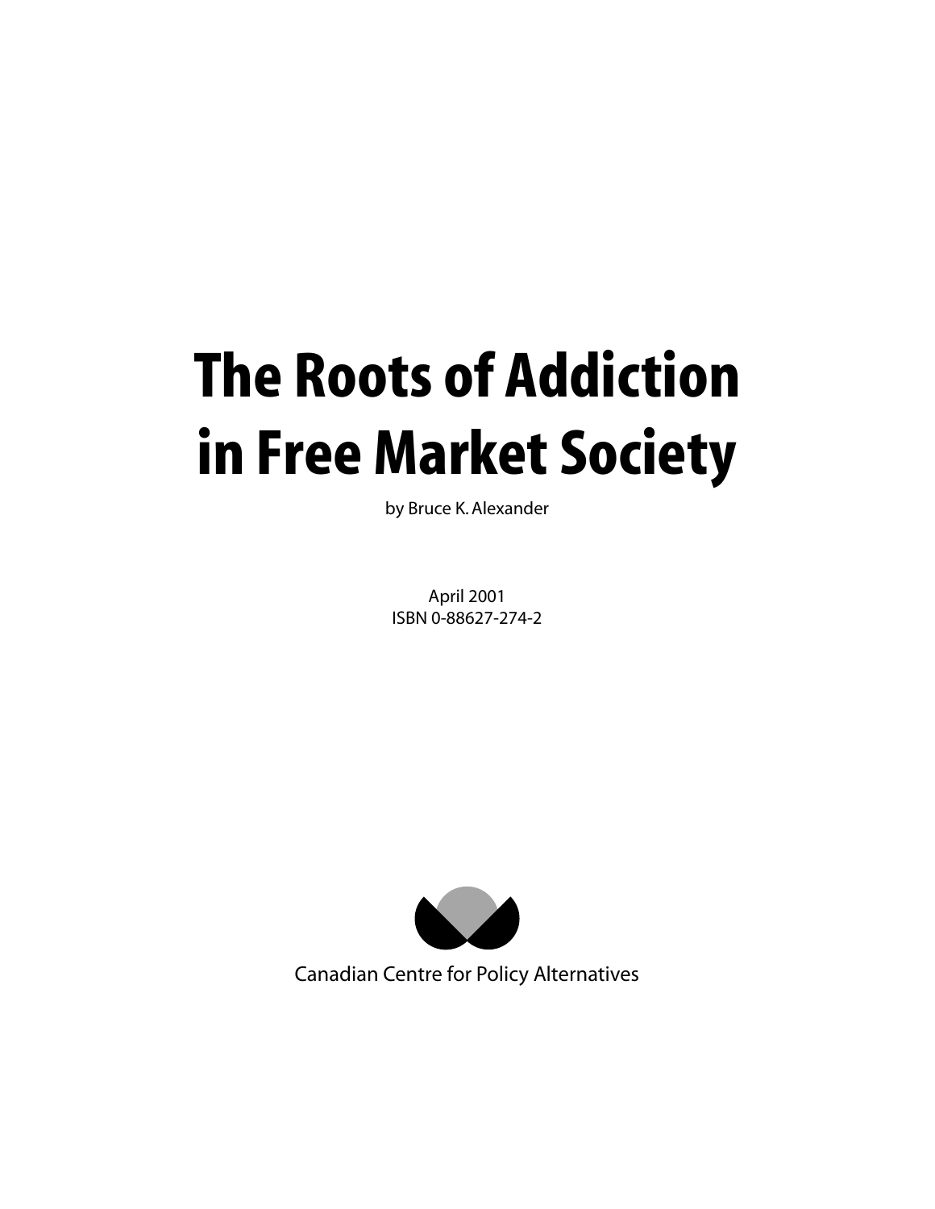# The Roots of Addiction in Free Market Society

by Bruce K. Alexander

April 2001
ISBN 0-88627-274-2

Canadian Centre for Policy Alternatives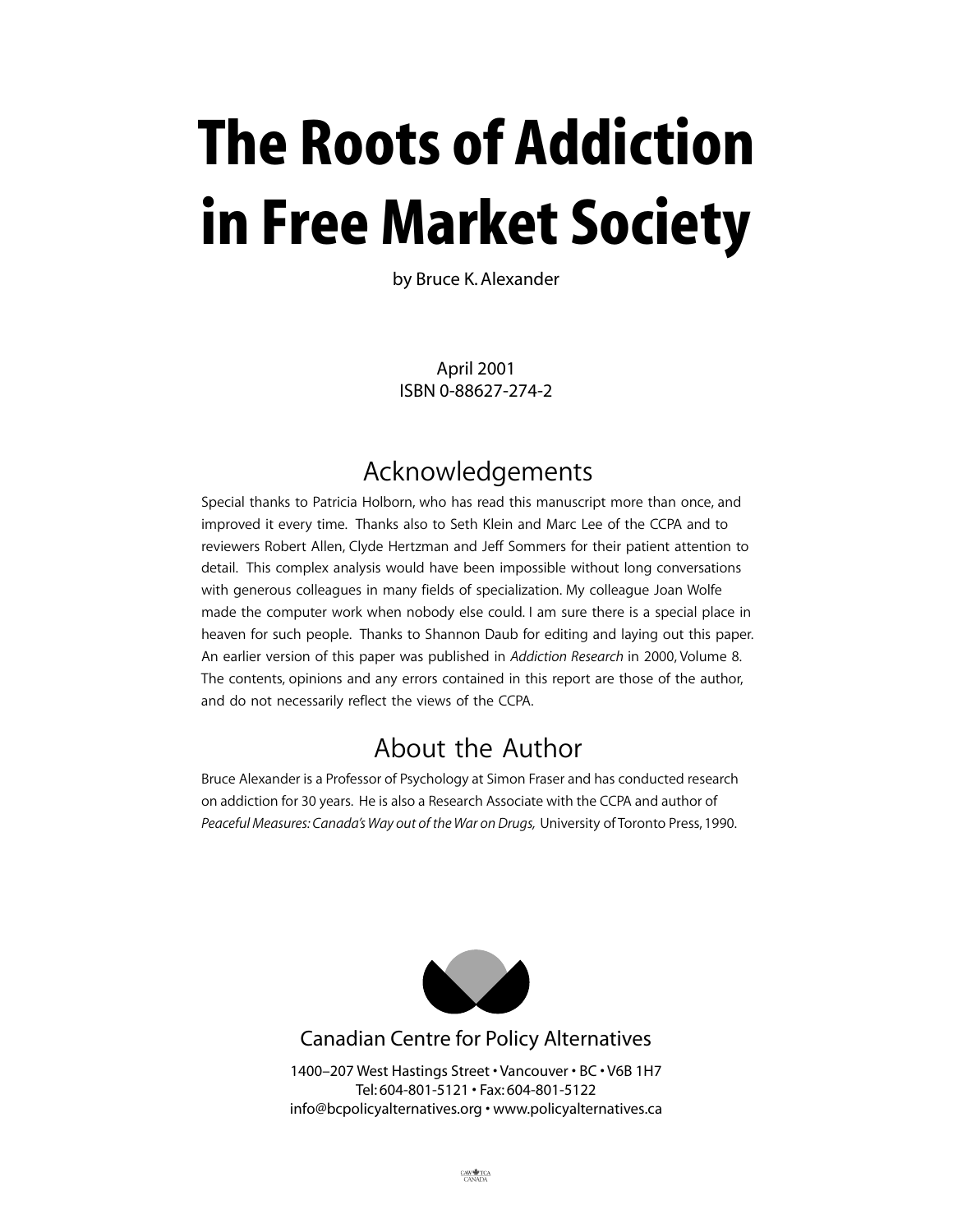# The Roots of Addiction in Free Market Society

by Bruce K. Alexander

April 2001
ISBN 0-88627-274-2

## Acknowledgements

Special thanks to Patricia Holborn, who has read this manuscript more than once, and improved it every time. Thanks also to Seth Klein and Marc Lee of the CCPA and to reviewers Robert Allen, Clyde Hertzman and Jeff Sommers for their patient attention to detail. This complex analysis would have been impossible without long conversations with generous colleagues in many fields of specialization. My colleague Joan Wolfe made the computer work when nobody else could. I am sure there is a special place in heaven for such people. Thanks to Shannon Daub for editing and laying out this paper. An earlier version of this paper was published in *Addiction Research* in 2000, Volume 8. The contents, opinions and any errors contained in this report are those of the author, and do not necessarily reflect the views of the CCPA.

## About the Author

Bruce Alexander is a Professor of Psychology at Simon Fraser and has conducted research on addiction for 30 years. He is also a Research Associate with the CCPA and author of *Peaceful Measures: Canada's Way out of the War on Drugs,* University of Toronto Press, 1990.

Canadian Centre for Policy Alternatives

1400–207 West Hastings Street • Vancouver • BC • V6B 1H7
Tel: 604-801-5121 • Fax: 604-801-5122
info@bcpolicyalternatives.org • www.policyalternatives.ca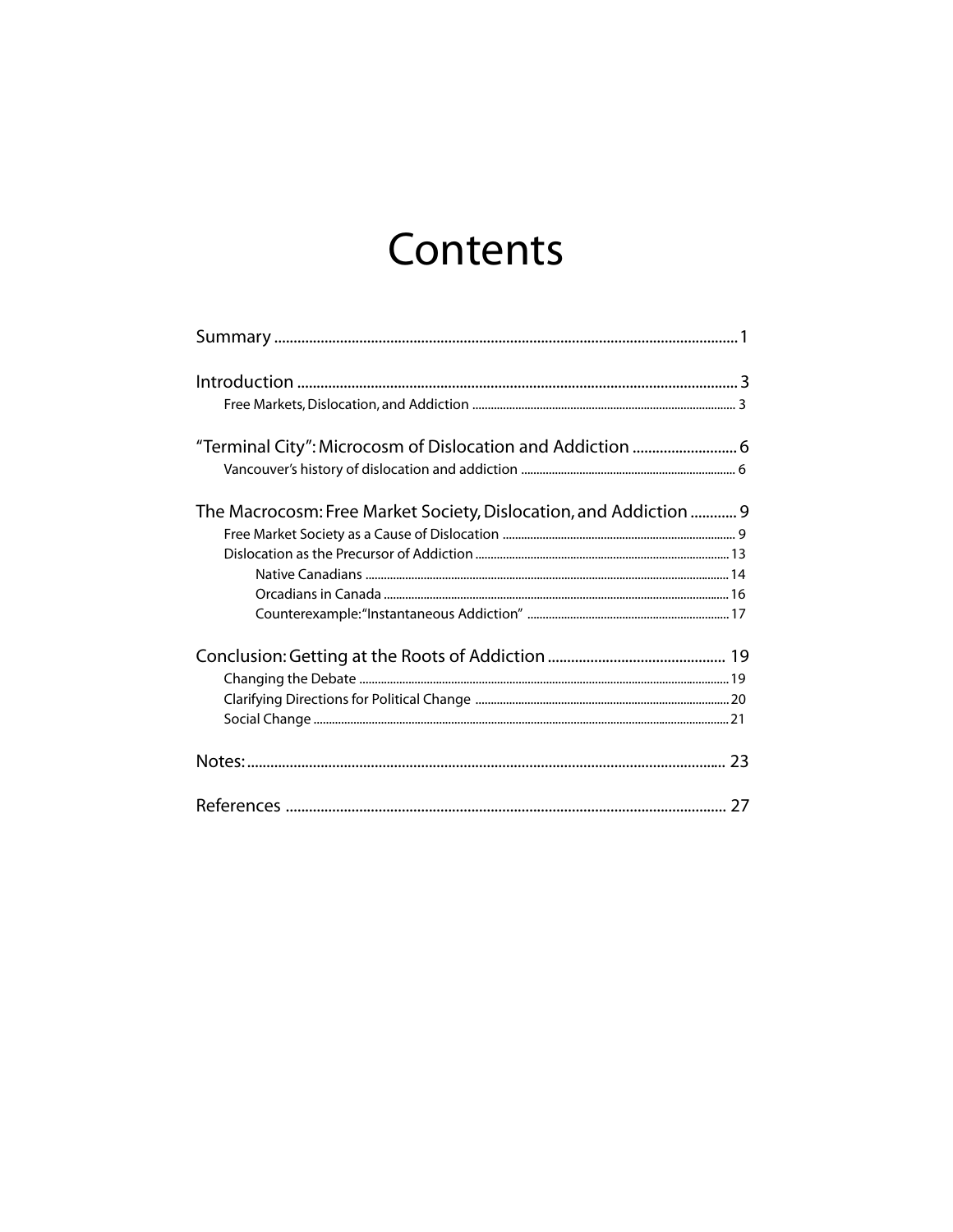# Contents

Summary ........................................................................................................ 1

Introduction ................................................................................................... 3

- Free Markets, Dislocation, and Addiction ..................................................... 3

"Terminal City": Microcosm of Dislocation and Addiction ........................... 6

- Vancouver's history of dislocation and addiction ........................................ 6

The Macrocosm: Free Market Society, Dislocation, and Addiction ............ 9

- Free Market Society as a Cause of Dislocation ............................................ 9
- Dislocation as the Precursor of Addiction ................................................... 13
  - Native Canadians ...................................................................................... 14
  - Orcadians in Canada ................................................................................ 16
  - Counterexample: "Instantaneous Addiction" ......................................... 17

Conclusion: Getting at the Roots of Addiction .............................................. 19

- Changing the Debate ..................................................................................... 19
- Clarifying Directions for Political Change .................................................. 20
- Social Change ................................................................................................. 21

Notes: ............................................................................................................. 23

References ..................................................................................................... 27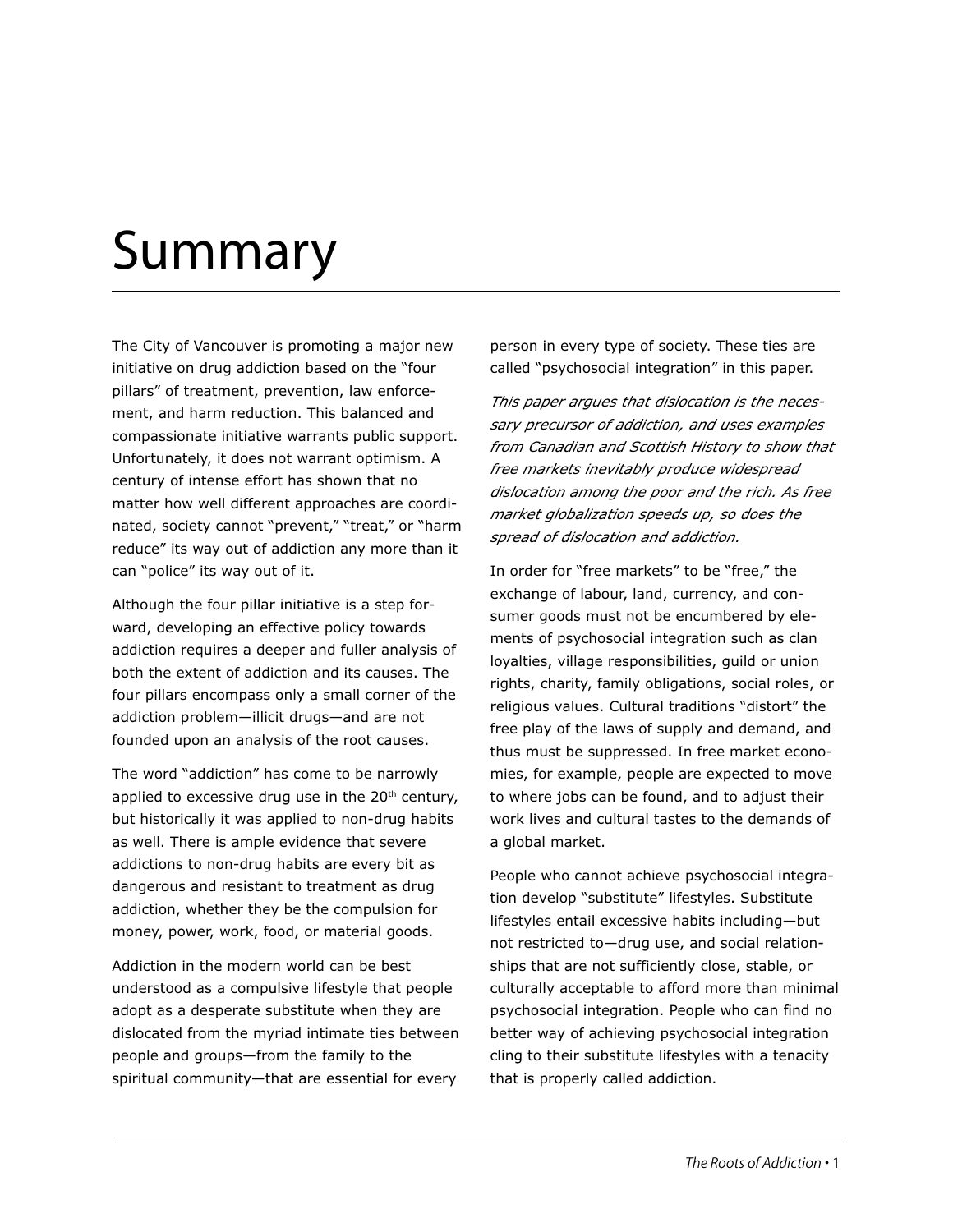# Summary

The City of Vancouver is promoting a major new initiative on drug addiction based on the "four pillars" of treatment, prevention, law enforcement, and harm reduction. This balanced and compassionate initiative warrants public support. Unfortunately, it does not warrant optimism. A century of intense effort has shown that no matter how well different approaches are coordinated, society cannot "prevent," "treat," or "harm reduce" its way out of addiction any more than it can "police" its way out of it.

Although the four pillar initiative is a step forward, developing an effective policy towards addiction requires a deeper and fuller analysis of both the extent of addiction and its causes. The four pillars encompass only a small corner of the addiction problem—illicit drugs—and are not founded upon an analysis of the root causes.

The word "addiction" has come to be narrowly applied to excessive drug use in the 20th century, but historically it was applied to non-drug habits as well. There is ample evidence that severe addictions to non-drug habits are every bit as dangerous and resistant to treatment as drug addiction, whether they be the compulsion for money, power, work, food, or material goods.

Addiction in the modern world can be best understood as a compulsive lifestyle that people adopt as a desperate substitute when they are dislocated from the myriad intimate ties between people and groups—from the family to the spiritual community—that are essential for every person in every type of society. These ties are called "psychosocial integration" in this paper.

*This paper argues that dislocation is the necessary precursor of addiction, and uses examples from Canadian and Scottish History to show that free markets inevitably produce widespread dislocation among the poor and the rich. As free market globalization speeds up, so does the spread of dislocation and addiction.*

In order for "free markets" to be "free," the exchange of labour, land, currency, and consumer goods must not be encumbered by elements of psychosocial integration such as clan loyalties, village responsibilities, guild or union rights, charity, family obligations, social roles, or religious values. Cultural traditions "distort" the free play of the laws of supply and demand, and thus must be suppressed. In free market economies, for example, people are expected to move to where jobs can be found, and to adjust their work lives and cultural tastes to the demands of a global market.

People who cannot achieve psychosocial integration develop "substitute" lifestyles. Substitute lifestyles entail excessive habits including—but not restricted to—drug use, and social relationships that are not sufficiently close, stable, or culturally acceptable to afford more than minimal psychosocial integration. People who can find no better way of achieving psychosocial integration cling to their substitute lifestyles with a tenacity that is properly called addiction.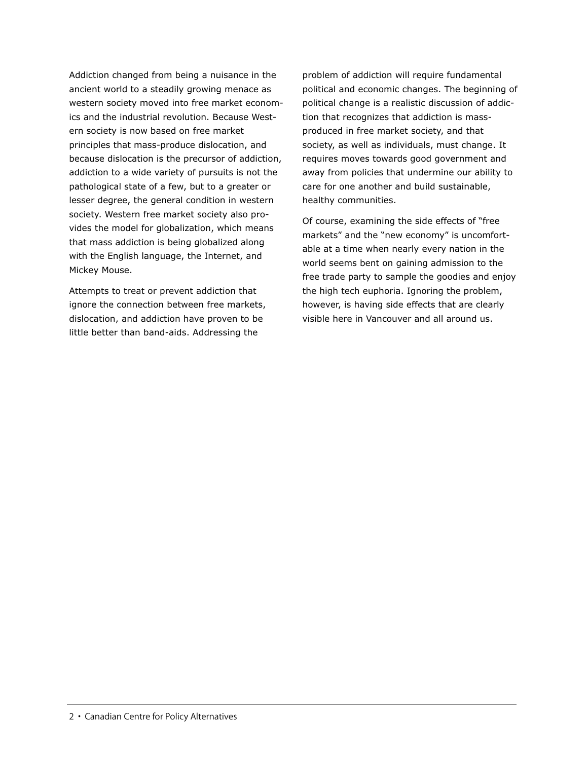Addiction changed from being a nuisance in the ancient world to a steadily growing menace as western society moved into free market economics and the industrial revolution. Because Western society is now based on free market principles that mass-produce dislocation, and because dislocation is the precursor of addiction, addiction to a wide variety of pursuits is not the pathological state of a few, but to a greater or lesser degree, the general condition in western society. Western free market society also provides the model for globalization, which means that mass addiction is being globalized along with the English language, the Internet, and Mickey Mouse.

Attempts to treat or prevent addiction that ignore the connection between free markets, dislocation, and addiction have proven to be little better than band-aids. Addressing the problem of addiction will require fundamental political and economic changes. The beginning of political change is a realistic discussion of addiction that recognizes that addiction is mass-produced in free market society, and that society, as well as individuals, must change. It requires moves towards good government and away from policies that undermine our ability to care for one another and build sustainable, healthy communities.

Of course, examining the side effects of "free markets" and the "new economy" is uncomfortable at a time when nearly every nation in the world seems bent on gaining admission to the free trade party to sample the goodies and enjoy the high tech euphoria. Ignoring the problem, however, is having side effects that are clearly visible here in Vancouver and all around us.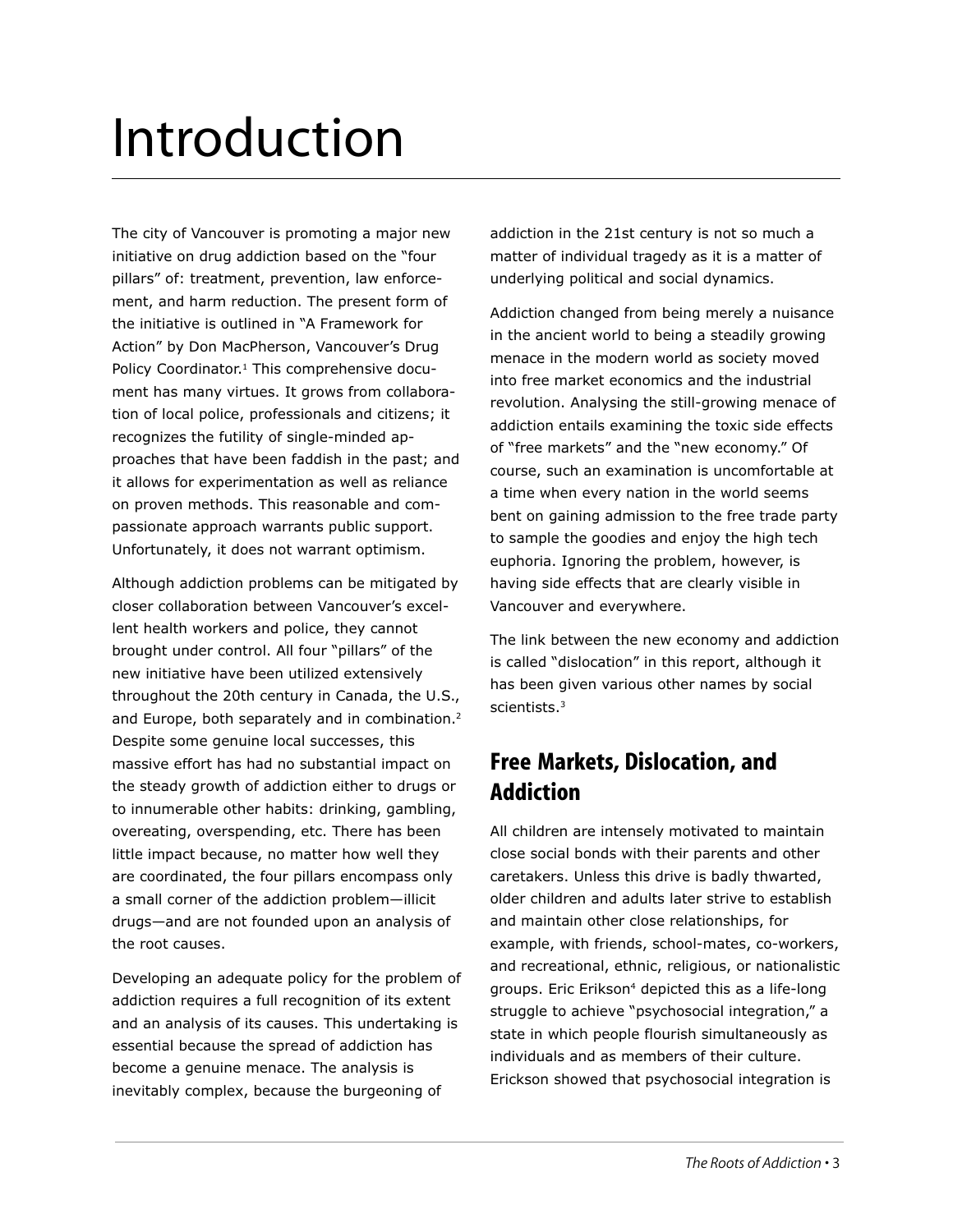# Introduction

The city of Vancouver is promoting a major new initiative on drug addiction based on the "four pillars" of: treatment, prevention, law enforcement, and harm reduction. The present form of the initiative is outlined in "A Framework for Action" by Don MacPherson, Vancouver's Drug Policy Coordinator.[1] This comprehensive document has many virtues. It grows from collaboration of local police, professionals and citizens; it recognizes the futility of single-minded approaches that have been faddish in the past; and it allows for experimentation as well as reliance on proven methods. This reasonable and compassionate approach warrants public support. Unfortunately, it does not warrant optimism.

Although addiction problems can be mitigated by closer collaboration between Vancouver's excellent health workers and police, they cannot brought under control. All four "pillars" of the new initiative have been utilized extensively throughout the 20th century in Canada, the U.S., and Europe, both separately and in combination.[2] Despite some genuine local successes, this massive effort has had no substantial impact on the steady growth of addiction either to drugs or to innumerable other habits: drinking, gambling, overeating, overspending, etc. There has been little impact because, no matter how well they are coordinated, the four pillars encompass only a small corner of the addiction problem—illicit drugs—and are not founded upon an analysis of the root causes.

Developing an adequate policy for the problem of addiction requires a full recognition of its extent and an analysis of its causes. This undertaking is essential because the spread of addiction has become a genuine menace. The analysis is inevitably complex, because the burgeoning of addiction in the 21st century is not so much a matter of individual tragedy as it is a matter of underlying political and social dynamics.

Addiction changed from being merely a nuisance in the ancient world to being a steadily growing menace in the modern world as society moved into free market economics and the industrial revolution. Analysing the still-growing menace of addiction entails examining the toxic side effects of "free markets" and the "new economy." Of course, such an examination is uncomfortable at a time when every nation in the world seems bent on gaining admission to the free trade party to sample the goodies and enjoy the high tech euphoria. Ignoring the problem, however, is having side effects that are clearly visible in Vancouver and everywhere.

The link between the new economy and addiction is called "dislocation" in this report, although it has been given various other names by social scientists.[3]

## Free Markets, Dislocation, and Addiction

All children are intensely motivated to maintain close social bonds with their parents and other caretakers. Unless this drive is badly thwarted, older children and adults later strive to establish and maintain other close relationships, for example, with friends, school-mates, co-workers, and recreational, ethnic, religious, or nationalistic groups. Eric Erikson[4] depicted this as a life-long struggle to achieve "psychosocial integration," a state in which people flourish simultaneously as individuals and as members of their culture. Erickson showed that psychosocial integration is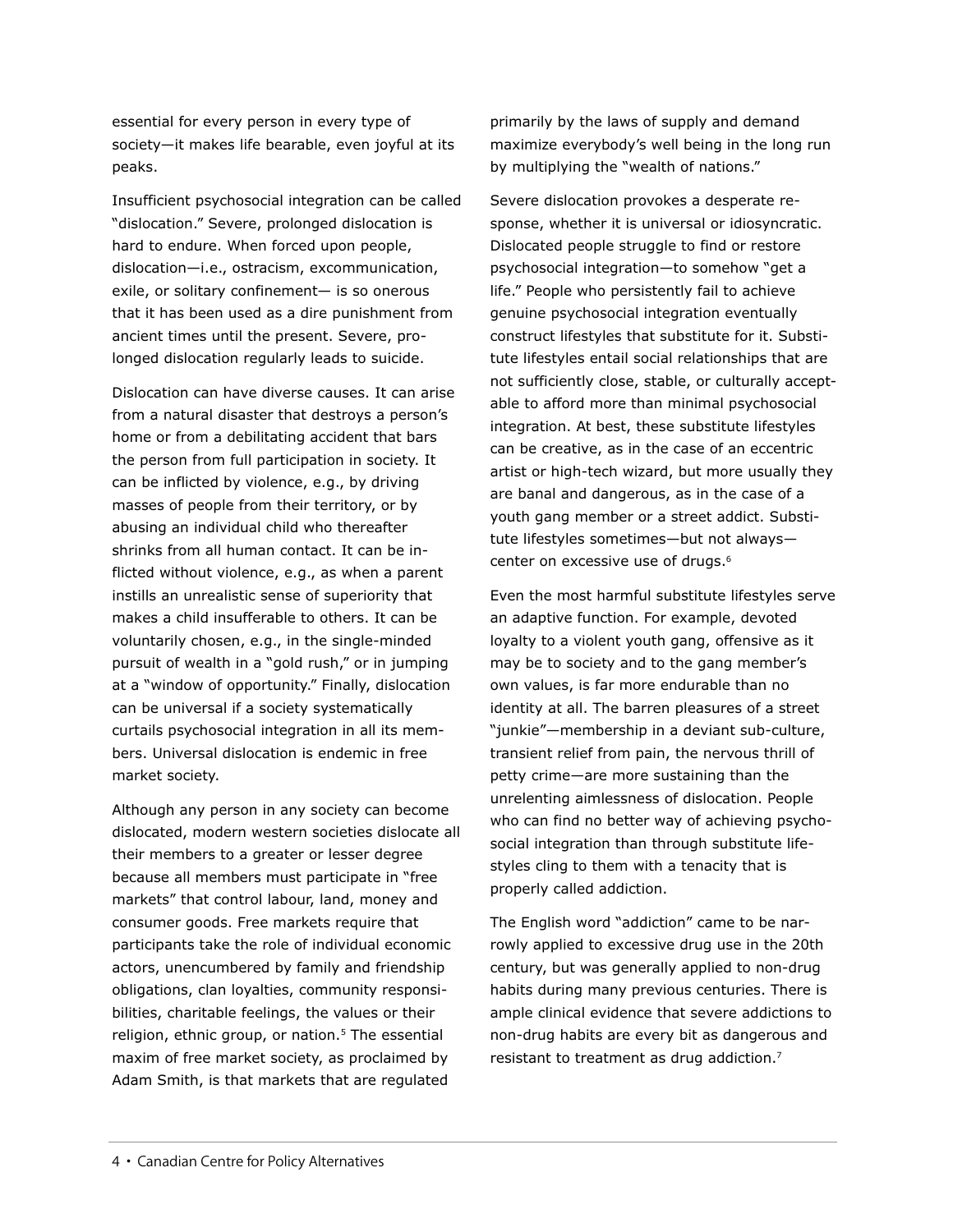essential for every person in every type of society—it makes life bearable, even joyful at its peaks.

Insufficient psychosocial integration can be called "dislocation." Severe, prolonged dislocation is hard to endure. When forced upon people, dislocation—i.e., ostracism, excommunication, exile, or solitary confinement— is so onerous that it has been used as a dire punishment from ancient times until the present. Severe, prolonged dislocation regularly leads to suicide.

Dislocation can have diverse causes. It can arise from a natural disaster that destroys a person's home or from a debilitating accident that bars the person from full participation in society. It can be inflicted by violence, e.g., by driving masses of people from their territory, or by abusing an individual child who thereafter shrinks from all human contact. It can be inflicted without violence, e.g., as when a parent instills an unrealistic sense of superiority that makes a child insufferable to others. It can be voluntarily chosen, e.g., in the single-minded pursuit of wealth in a "gold rush," or in jumping at a "window of opportunity." Finally, dislocation can be universal if a society systematically curtails psychosocial integration in all its members. Universal dislocation is endemic in free market society.

Although any person in any society can become dislocated, modern western societies dislocate all their members to a greater or lesser degree because all members must participate in "free markets" that control labour, land, money and consumer goods. Free markets require that participants take the role of individual economic actors, unencumbered by family and friendship obligations, clan loyalties, community responsibilities, charitable feelings, the values or their religion, ethnic group, or nation.[5] The essential maxim of free market society, as proclaimed by Adam Smith, is that markets that are regulated primarily by the laws of supply and demand maximize everybody's well being in the long run by multiplying the "wealth of nations."

Severe dislocation provokes a desperate response, whether it is universal or idiosyncratic. Dislocated people struggle to find or restore psychosocial integration—to somehow "get a life." People who persistently fail to achieve genuine psychosocial integration eventually construct lifestyles that substitute for it. Substitute lifestyles entail social relationships that are not sufficiently close, stable, or culturally acceptable to afford more than minimal psychosocial integration. At best, these substitute lifestyles can be creative, as in the case of an eccentric artist or high-tech wizard, but more usually they are banal and dangerous, as in the case of a youth gang member or a street addict. Substitute lifestyles sometimes—but not always—center on excessive use of drugs.[6]

Even the most harmful substitute lifestyles serve an adaptive function. For example, devoted loyalty to a violent youth gang, offensive as it may be to society and to the gang member's own values, is far more endurable than no identity at all. The barren pleasures of a street "junkie"—membership in a deviant sub-culture, transient relief from pain, the nervous thrill of petty crime—are more sustaining than the unrelenting aimlessness of dislocation. People who can find no better way of achieving psychosocial integration than through substitute lifestyles cling to them with a tenacity that is properly called addiction.

The English word "addiction" came to be narrowly applied to excessive drug use in the 20th century, but was generally applied to non-drug habits during many previous centuries. There is ample clinical evidence that severe addictions to non-drug habits are every bit as dangerous and resistant to treatment as drug addiction.[7]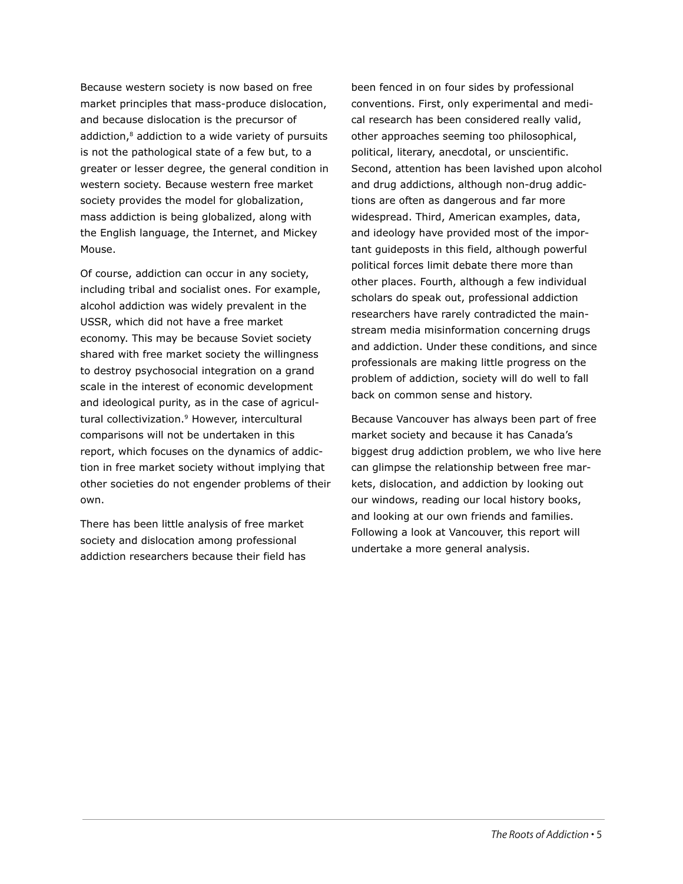Because western society is now based on free market principles that mass-produce dislocation, and because dislocation is the precursor of addiction,[8] addiction to a wide variety of pursuits is not the pathological state of a few but, to a greater or lesser degree, the general condition in western society. Because western free market society provides the model for globalization, mass addiction is being globalized, along with the English language, the Internet, and Mickey Mouse.

Of course, addiction can occur in any society, including tribal and socialist ones. For example, alcohol addiction was widely prevalent in the USSR, which did not have a free market economy. This may be because Soviet society shared with free market society the willingness to destroy psychosocial integration on a grand scale in the interest of economic development and ideological purity, as in the case of agricultural collectivization.[9] However, intercultural comparisons will not be undertaken in this report, which focuses on the dynamics of addiction in free market society without implying that other societies do not engender problems of their own.

There has been little analysis of free market society and dislocation among professional addiction researchers because their field has been fenced in on four sides by professional conventions. First, only experimental and medical research has been considered really valid, other approaches seeming too philosophical, political, literary, anecdotal, or unscientific. Second, attention has been lavished upon alcohol and drug addictions, although non-drug addictions are often as dangerous and far more widespread. Third, American examples, data, and ideology have provided most of the important guideposts in this field, although powerful political forces limit debate there more than other places. Fourth, although a few individual scholars do speak out, professional addiction researchers have rarely contradicted the mainstream media misinformation concerning drugs and addiction. Under these conditions, and since professionals are making little progress on the problem of addiction, society will do well to fall back on common sense and history.

Because Vancouver has always been part of free market society and because it has Canada's biggest drug addiction problem, we who live here can glimpse the relationship between free markets, dislocation, and addiction by looking out our windows, reading our local history books, and looking at our own friends and families. Following a look at Vancouver, this report will undertake a more general analysis.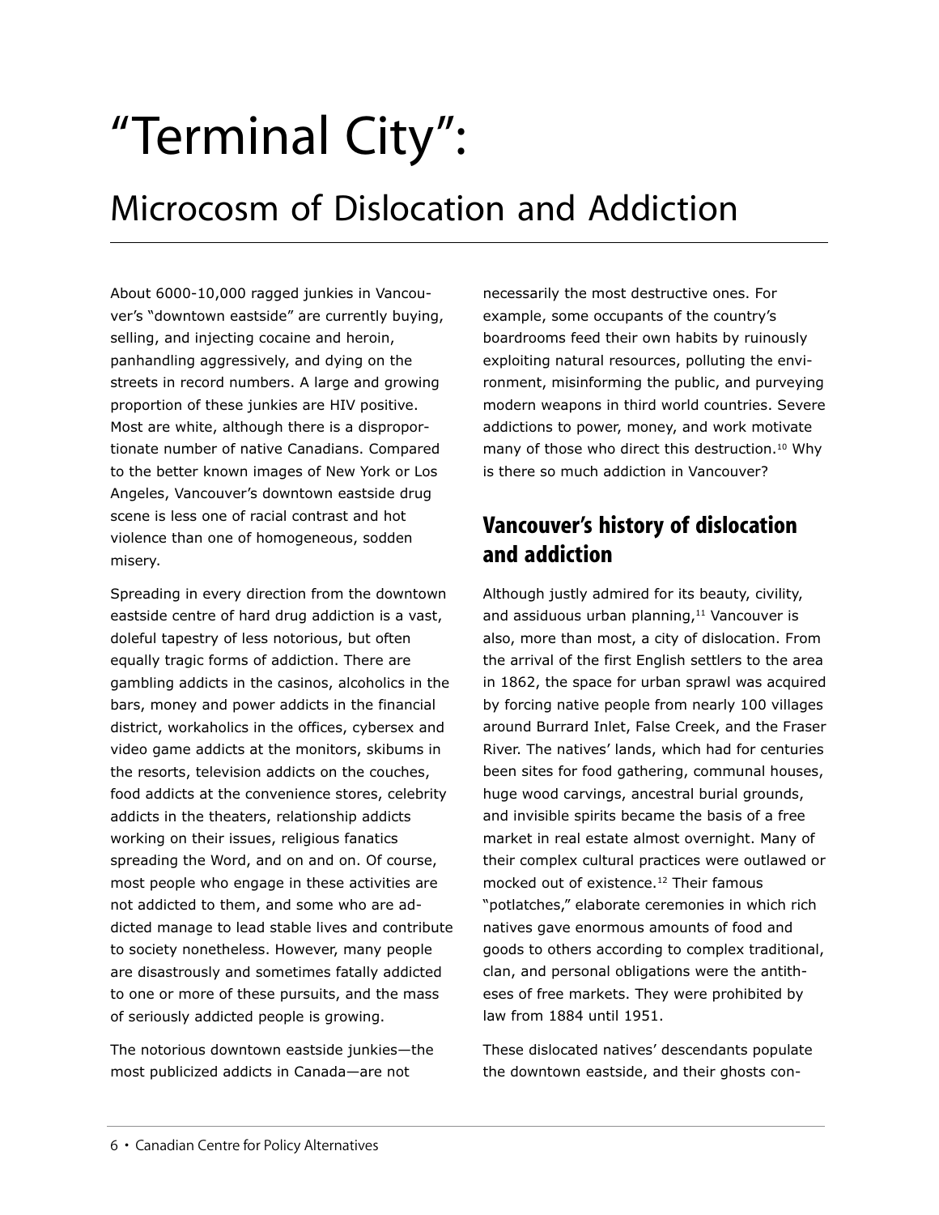// Title and subtitle on the page, then body text merged from two columns
# "Terminal City":

## Microcosm of Dislocation and Addiction

About 6000-10,000 ragged junkies in Vancouver's "downtown eastside" are currently buying, selling, and injecting cocaine and heroin, panhandling aggressively, and dying on the streets in record numbers. A large and growing proportion of these junkies are HIV positive. Most are white, although there is a disproportionate number of native Canadians. Compared to the better known images of New York or Los Angeles, Vancouver's downtown eastside drug scene is less one of racial contrast and hot violence than one of homogeneous, sodden misery.

Spreading in every direction from the downtown eastside centre of hard drug addiction is a vast, doleful tapestry of less notorious, but often equally tragic forms of addiction. There are gambling addicts in the casinos, alcoholics in the bars, money and power addicts in the financial district, workaholics in the offices, cybersex and video game addicts at the monitors, skibums in the resorts, television addicts on the couches, food addicts at the convenience stores, celebrity addicts in the theaters, relationship addicts working on their issues, religious fanatics spreading the Word, and on and on. Of course, most people who engage in these activities are not addicted to them, and some who are addicted manage to lead stable lives and contribute to society nonetheless. However, many people are disastrously and sometimes fatally addicted to one or more of these pursuits, and the mass of seriously addicted people is growing.

The notorious downtown eastside junkies—the most publicized addicts in Canada—are not necessarily the most destructive ones. For example, some occupants of the country's boardrooms feed their own habits by ruinously exploiting natural resources, polluting the environment, misinforming the public, and purveying modern weapons in third world countries. Severe addictions to power, money, and work motivate many of those who direct this destruction.[10] Why is there so much addiction in Vancouver?

### Vancouver's history of dislocation and addiction

Although justly admired for its beauty, civility, and assiduous urban planning,[11] Vancouver is also, more than most, a city of dislocation. From the arrival of the first English settlers to the area in 1862, the space for urban sprawl was acquired by forcing native people from nearly 100 villages around Burrard Inlet, False Creek, and the Fraser River. The natives' lands, which had for centuries been sites for food gathering, communal houses, huge wood carvings, ancestral burial grounds, and invisible spirits became the basis of a free market in real estate almost overnight. Many of their complex cultural practices were outlawed or mocked out of existence.[12] Their famous "potlatches," elaborate ceremonies in which rich natives gave enormous amounts of food and goods to others according to complex traditional, clan, and personal obligations were the antitheses of free markets. They were prohibited by law from 1884 until 1951.

These dislocated natives' descendants populate the downtown eastside, and their ghosts con-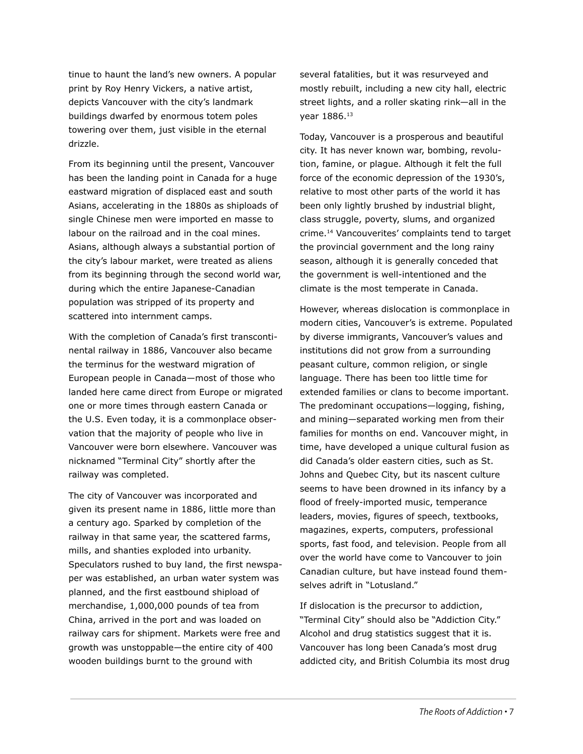tinue to haunt the land's new owners. A popular print by Roy Henry Vickers, a native artist, depicts Vancouver with the city's landmark buildings dwarfed by enormous totem poles towering over them, just visible in the eternal drizzle.

From its beginning until the present, Vancouver has been the landing point in Canada for a huge eastward migration of displaced east and south Asians, accelerating in the 1880s as shiploads of single Chinese men were imported en masse to labour on the railroad and in the coal mines. Asians, although always a substantial portion of the city's labour market, were treated as aliens from its beginning through the second world war, during which the entire Japanese-Canadian population was stripped of its property and scattered into internment camps.

With the completion of Canada's first transcontinental railway in 1886, Vancouver also became the terminus for the westward migration of European people in Canada—most of those who landed here came direct from Europe or migrated one or more times through eastern Canada or the U.S. Even today, it is a commonplace observation that the majority of people who live in Vancouver were born elsewhere. Vancouver was nicknamed "Terminal City" shortly after the railway was completed.

The city of Vancouver was incorporated and given its present name in 1886, little more than a century ago. Sparked by completion of the railway in that same year, the scattered farms, mills, and shanties exploded into urbanity. Speculators rushed to buy land, the first newspaper was established, an urban water system was planned, and the first eastbound shipload of merchandise, 1,000,000 pounds of tea from China, arrived in the port and was loaded on railway cars for shipment. Markets were free and growth was unstoppable—the entire city of 400 wooden buildings burnt to the ground with several fatalities, but it was resurveyed and mostly rebuilt, including a new city hall, electric street lights, and a roller skating rink—all in the year 1886.[13]

Today, Vancouver is a prosperous and beautiful city. It has never known war, bombing, revolution, famine, or plague. Although it felt the full force of the economic depression of the 1930's, relative to most other parts of the world it has been only lightly brushed by industrial blight, class struggle, poverty, slums, and organized crime.[14] Vancouverites' complaints tend to target the provincial government and the long rainy season, although it is generally conceded that the government is well-intentioned and the climate is the most temperate in Canada.

However, whereas dislocation is commonplace in modern cities, Vancouver's is extreme. Populated by diverse immigrants, Vancouver's values and institutions did not grow from a surrounding peasant culture, common religion, or single language. There has been too little time for extended families or clans to become important. The predominant occupations—logging, fishing, and mining—separated working men from their families for months on end. Vancouver might, in time, have developed a unique cultural fusion as did Canada's older eastern cities, such as St. Johns and Quebec City, but its nascent culture seems to have been drowned in its infancy by a flood of freely-imported music, temperance leaders, movies, figures of speech, textbooks, magazines, experts, computers, professional sports, fast food, and television. People from all over the world have come to Vancouver to join Canadian culture, but have instead found themselves adrift in "Lotusland."

If dislocation is the precursor to addiction, "Terminal City" should also be "Addiction City." Alcohol and drug statistics suggest that it is. Vancouver has long been Canada's most drug addicted city, and British Columbia its most drug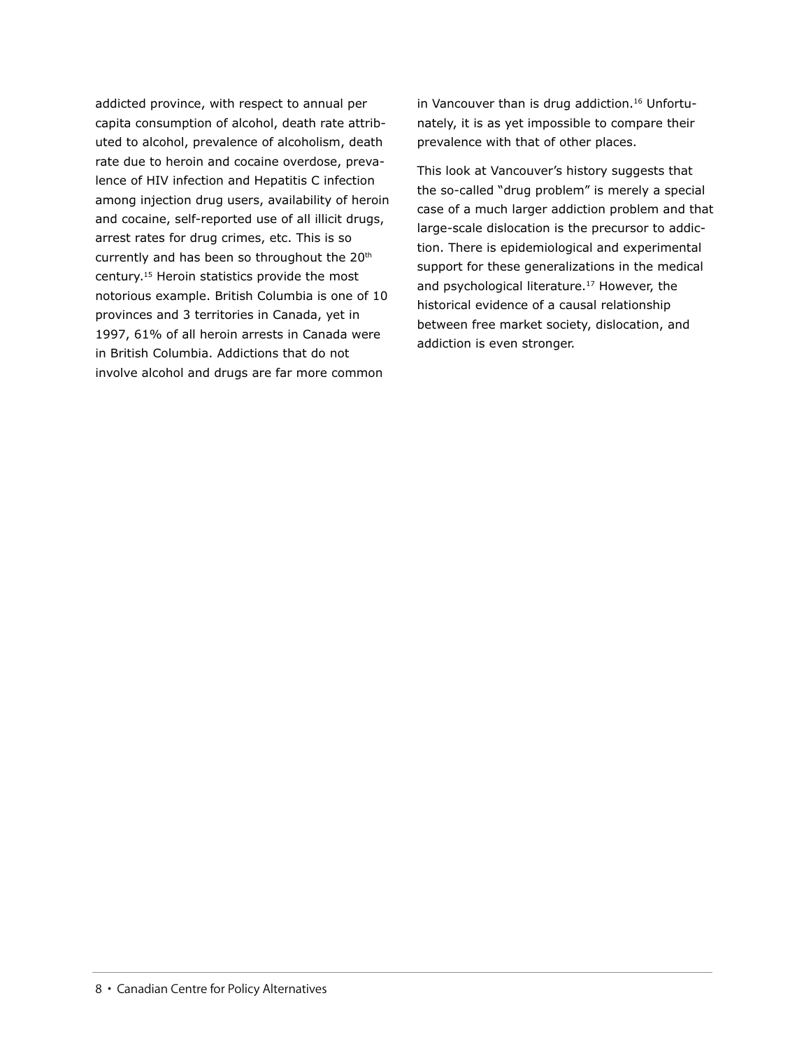addicted province, with respect to annual per capita consumption of alcohol, death rate attributed to alcohol, prevalence of alcoholism, death rate due to heroin and cocaine overdose, prevalence of HIV infection and Hepatitis C infection among injection drug users, availability of heroin and cocaine, self-reported use of all illicit drugs, arrest rates for drug crimes, etc. This is so currently and has been so throughout the 20th century.[15] Heroin statistics provide the most notorious example. British Columbia is one of 10 provinces and 3 territories in Canada, yet in 1997, 61% of all heroin arrests in Canada were in British Columbia. Addictions that do not involve alcohol and drugs are far more common in Vancouver than is drug addiction.[16] Unfortunately, it is as yet impossible to compare their prevalence with that of other places.

This look at Vancouver's history suggests that the so-called "drug problem" is merely a special case of a much larger addiction problem and that large-scale dislocation is the precursor to addiction. There is epidemiological and experimental support for these generalizations in the medical and psychological literature.[17] However, the historical evidence of a causal relationship between free market society, dislocation, and addiction is even stronger.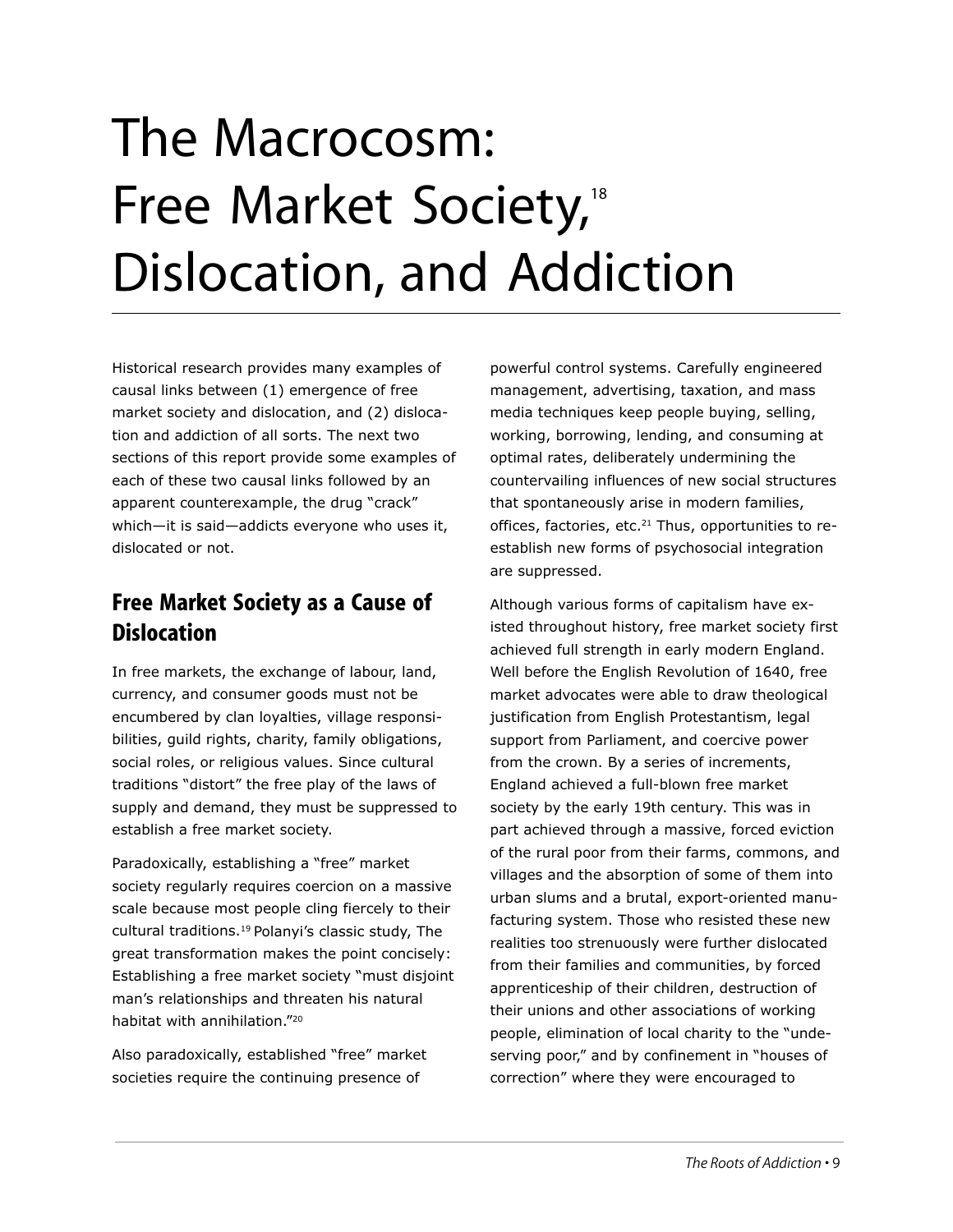# The Macrocosm: Free Market Society,[18] Dislocation, and Addiction

Historical research provides many examples of causal links between (1) emergence of free market society and dislocation, and (2) dislocation and addiction of all sorts. The next two sections of this report provide some examples of each of these two causal links followed by an apparent counterexample, the drug "crack" which—it is said—addicts everyone who uses it, dislocated or not.

## Free Market Society as a Cause of Dislocation

In free markets, the exchange of labour, land, currency, and consumer goods must not be encumbered by clan loyalties, village responsibilities, guild rights, charity, family obligations, social roles, or religious values. Since cultural traditions "distort" the free play of the laws of supply and demand, they must be suppressed to establish a free market society.

Paradoxically, establishing a "free" market society regularly requires coercion on a massive scale because most people cling fiercely to their cultural traditions.[19] Polanyi's classic study, The great transformation makes the point concisely: Establishing a free market society "must disjoint man's relationships and threaten his natural habitat with annihilation."[20]

Also paradoxically, established "free" market societies require the continuing presence of powerful control systems. Carefully engineered management, advertising, taxation, and mass media techniques keep people buying, selling, working, borrowing, lending, and consuming at optimal rates, deliberately undermining the countervailing influences of new social structures that spontaneously arise in modern families, offices, factories, etc.[21] Thus, opportunities to re-establish new forms of psychosocial integration are suppressed.

Although various forms of capitalism have existed throughout history, free market society first achieved full strength in early modern England. Well before the English Revolution of 1640, free market advocates were able to draw theological justification from English Protestantism, legal support from Parliament, and coercive power from the crown. By a series of increments, England achieved a full-blown free market society by the early 19th century. This was in part achieved through a massive, forced eviction of the rural poor from their farms, commons, and villages and the absorption of some of them into urban slums and a brutal, export-oriented manufacturing system. Those who resisted these new realities too strenuously were further dislocated from their families and communities, by forced apprenticeship of their children, destruction of their unions and other associations of working people, elimination of local charity to the "undeserving poor," and by confinement in "houses of correction" where they were encouraged to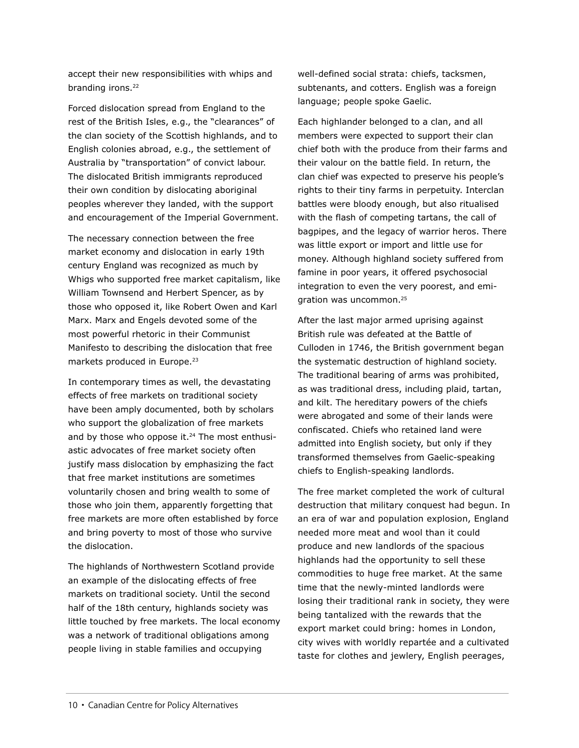accept their new responsibilities with whips and branding irons.[22]

Forced dislocation spread from England to the rest of the British Isles, e.g., the "clearances" of the clan society of the Scottish highlands, and to English colonies abroad, e.g., the settlement of Australia by "transportation" of convict labour. The dislocated British immigrants reproduced their own condition by dislocating aboriginal peoples wherever they landed, with the support and encouragement of the Imperial Government.

The necessary connection between the free market economy and dislocation in early 19th century England was recognized as much by Whigs who supported free market capitalism, like William Townsend and Herbert Spencer, as by those who opposed it, like Robert Owen and Karl Marx. Marx and Engels devoted some of the most powerful rhetoric in their Communist Manifesto to describing the dislocation that free markets produced in Europe.[23]

In contemporary times as well, the devastating effects of free markets on traditional society have been amply documented, both by scholars who support the globalization of free markets and by those who oppose it.[24] The most enthusiastic advocates of free market society often justify mass dislocation by emphasizing the fact that free market institutions are sometimes voluntarily chosen and bring wealth to some of those who join them, apparently forgetting that free markets are more often established by force and bring poverty to most of those who survive the dislocation.

The highlands of Northwestern Scotland provide an example of the dislocating effects of free markets on traditional society. Until the second half of the 18th century, highlands society was little touched by free markets. The local economy was a network of traditional obligations among people living in stable families and occupying well-defined social strata: chiefs, tacksmen, subtenants, and cotters. English was a foreign language; people spoke Gaelic.

Each highlander belonged to a clan, and all members were expected to support their clan chief both with the produce from their farms and their valour on the battle field. In return, the clan chief was expected to preserve his people's rights to their tiny farms in perpetuity. Interclan battles were bloody enough, but also ritualised with the flash of competing tartans, the call of bagpipes, and the legacy of warrior heros. There was little export or import and little use for money. Although highland society suffered from famine in poor years, it offered psychosocial integration to even the very poorest, and emigration was uncommon.[25]

After the last major armed uprising against British rule was defeated at the Battle of Culloden in 1746, the British government began the systematic destruction of highland society. The traditional bearing of arms was prohibited, as was traditional dress, including plaid, tartan, and kilt. The hereditary powers of the chiefs were abrogated and some of their lands were confiscated. Chiefs who retained land were admitted into English society, but only if they transformed themselves from Gaelic-speaking chiefs to English-speaking landlords.

The free market completed the work of cultural destruction that military conquest had begun. In an era of war and population explosion, England needed more meat and wool than it could produce and new landlords of the spacious highlands had the opportunity to sell these commodities to huge free market. At the same time that the newly-minted landlords were losing their traditional rank in society, they were being tantalized with the rewards that the export market could bring: homes in London, city wives with worldly repartée and a cultivated taste for clothes and jewlery, English peerages,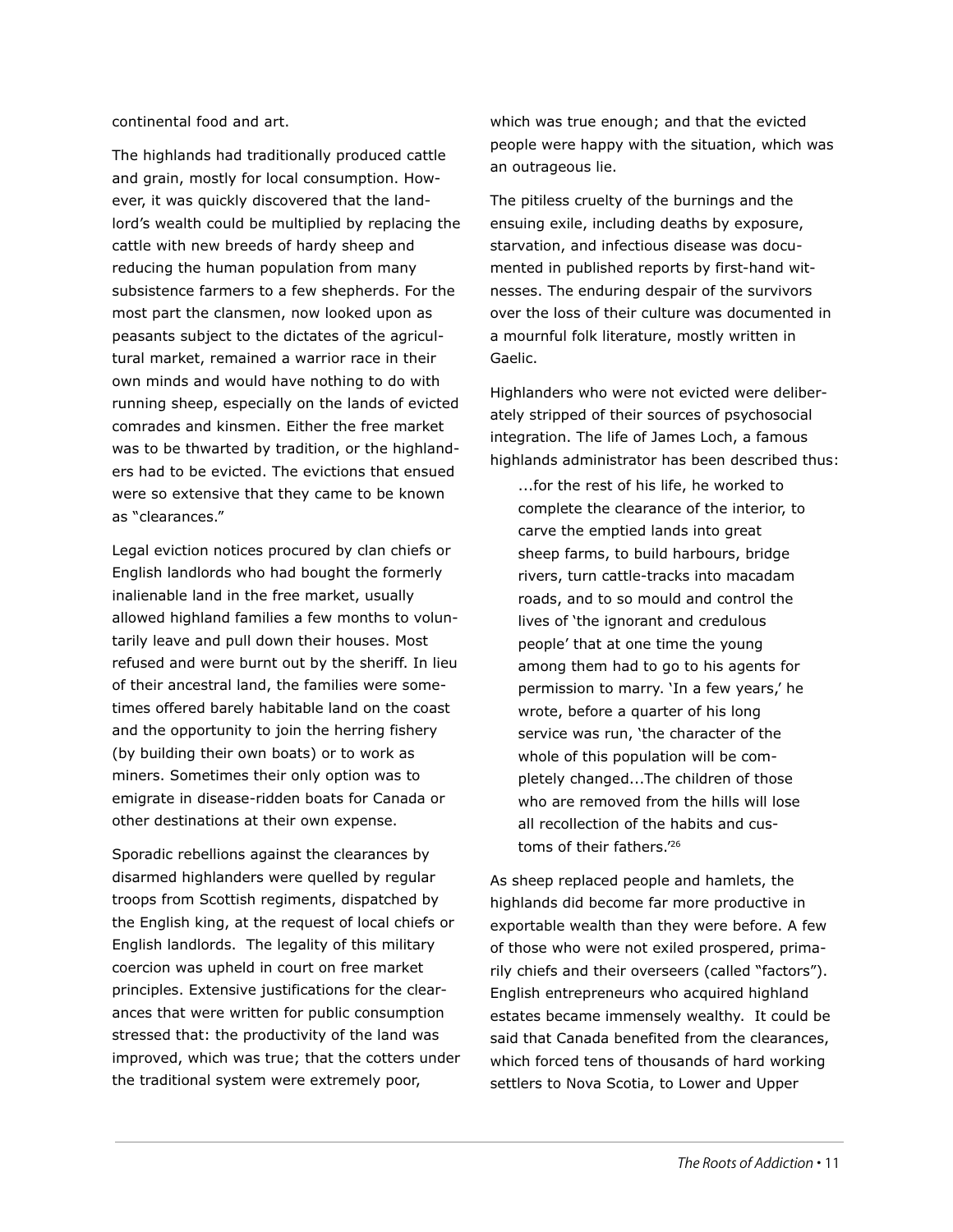continental food and art.

The highlands had traditionally produced cattle and grain, mostly for local consumption. However, it was quickly discovered that the landlord's wealth could be multiplied by replacing the cattle with new breeds of hardy sheep and reducing the human population from many subsistence farmers to a few shepherds. For the most part the clansmen, now looked upon as peasants subject to the dictates of the agricultural market, remained a warrior race in their own minds and would have nothing to do with running sheep, especially on the lands of evicted comrades and kinsmen. Either the free market was to be thwarted by tradition, or the highlanders had to be evicted. The evictions that ensued were so extensive that they came to be known as "clearances."

Legal eviction notices procured by clan chiefs or English landlords who had bought the formerly inalienable land in the free market, usually allowed highland families a few months to voluntarily leave and pull down their houses. Most refused and were burnt out by the sheriff. In lieu of their ancestral land, the families were sometimes offered barely habitable land on the coast and the opportunity to join the herring fishery (by building their own boats) or to work as miners. Sometimes their only option was to emigrate in disease-ridden boats for Canada or other destinations at their own expense.

Sporadic rebellions against the clearances by disarmed highlanders were quelled by regular troops from Scottish regiments, dispatched by the English king, at the request of local chiefs or English landlords. The legality of this military coercion was upheld in court on free market principles. Extensive justifications for the clearances that were written for public consumption stressed that: the productivity of the land was improved, which was true; that the cotters under the traditional system were extremely poor, which was true enough; and that the evicted people were happy with the situation, which was an outrageous lie.

The pitiless cruelty of the burnings and the ensuing exile, including deaths by exposure, starvation, and infectious disease was documented in published reports by first-hand witnesses. The enduring despair of the survivors over the loss of their culture was documented in a mournful folk literature, mostly written in Gaelic.

Highlanders who were not evicted were deliberately stripped of their sources of psychosocial integration. The life of James Loch, a famous highlands administrator has been described thus:

> ...for the rest of his life, he worked to complete the clearance of the interior, to carve the emptied lands into great sheep farms, to build harbours, bridge rivers, turn cattle-tracks into macadam roads, and to so mould and control the lives of 'the ignorant and credulous people' that at one time the young among them had to go to his agents for permission to marry. 'In a few years,' he wrote, before a quarter of his long service was run, 'the character of the whole of this population will be completely changed...The children of those who are removed from the hills will lose all recollection of the habits and customs of their fathers.'[26]

As sheep replaced people and hamlets, the highlands did become far more productive in exportable wealth than they were before. A few of those who were not exiled prospered, primarily chiefs and their overseers (called "factors"). English entrepreneurs who acquired highland estates became immensely wealthy. It could be said that Canada benefited from the clearances, which forced tens of thousands of hard working settlers to Nova Scotia, to Lower and Upper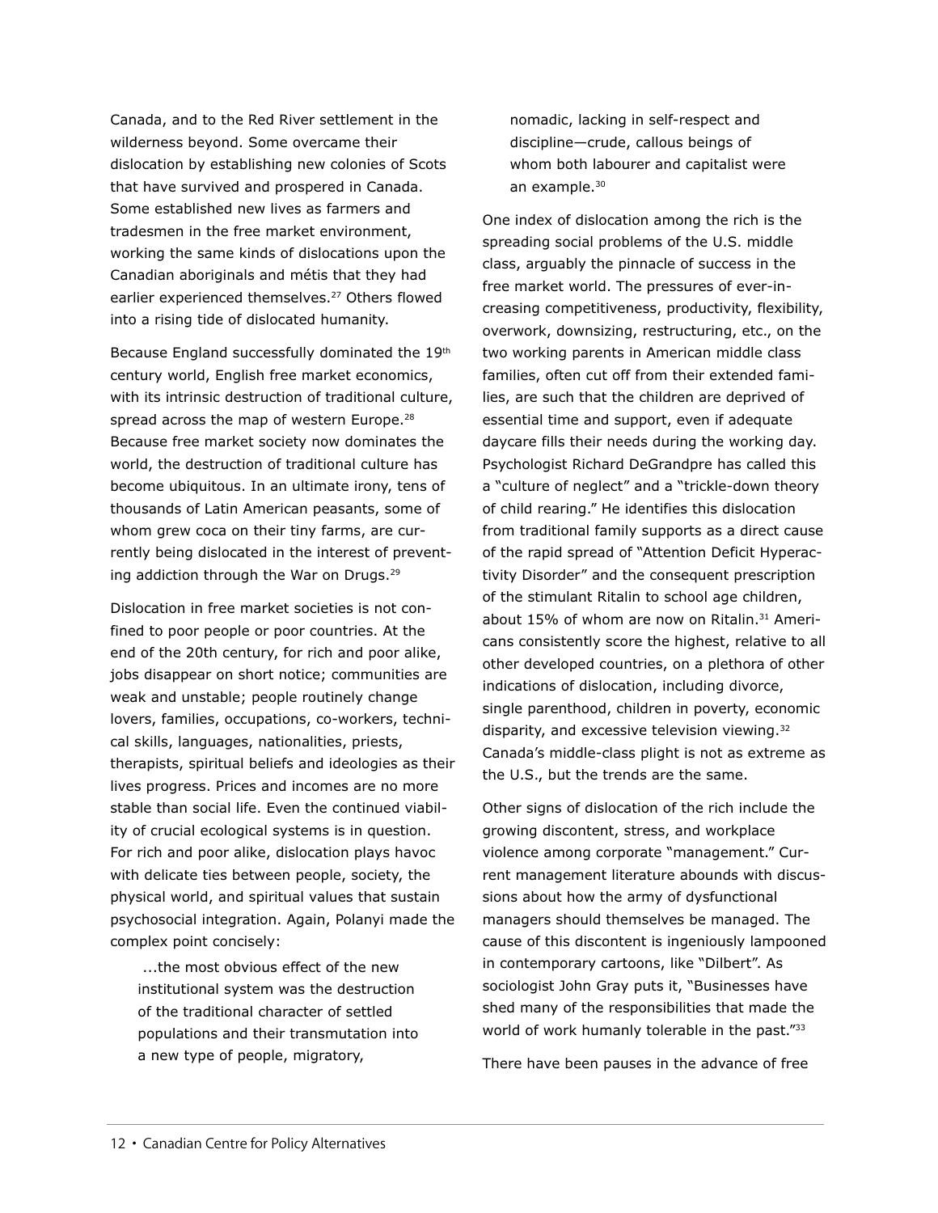Canada, and to the Red River settlement in the wilderness beyond. Some overcame their dislocation by establishing new colonies of Scots that have survived and prospered in Canada. Some established new lives as farmers and tradesmen in the free market environment, working the same kinds of dislocations upon the Canadian aboriginals and métis that they had earlier experienced themselves.[27] Others flowed into a rising tide of dislocated humanity.

Because England successfully dominated the 19th century world, English free market economics, with its intrinsic destruction of traditional culture, spread across the map of western Europe.[28] Because free market society now dominates the world, the destruction of traditional culture has become ubiquitous. In an ultimate irony, tens of thousands of Latin American peasants, some of whom grew coca on their tiny farms, are currently being dislocated in the interest of preventing addiction through the War on Drugs.[29]

Dislocation in free market societies is not confined to poor people or poor countries. At the end of the 20th century, for rich and poor alike, jobs disappear on short notice; communities are weak and unstable; people routinely change lovers, families, occupations, co-workers, technical skills, languages, nationalities, priests, therapists, spiritual beliefs and ideologies as their lives progress. Prices and incomes are no more stable than social life. Even the continued viability of crucial ecological systems is in question. For rich and poor alike, dislocation plays havoc with delicate ties between people, society, the physical world, and spiritual values that sustain psychosocial integration. Again, Polanyi made the complex point concisely:

> ...the most obvious effect of the new institutional system was the destruction of the traditional character of settled populations and their transmutation into a new type of people, migratory, nomadic, lacking in self-respect and discipline—crude, callous beings of whom both labourer and capitalist were an example.[30]

One index of dislocation among the rich is the spreading social problems of the U.S. middle class, arguably the pinnacle of success in the free market world. The pressures of ever-increasing competitiveness, productivity, flexibility, overwork, downsizing, restructuring, etc., on the two working parents in American middle class families, often cut off from their extended families, are such that the children are deprived of essential time and support, even if adequate daycare fills their needs during the working day. Psychologist Richard DeGrandpre has called this a "culture of neglect" and a "trickle-down theory of child rearing." He identifies this dislocation from traditional family supports as a direct cause of the rapid spread of "Attention Deficit Hyperactivity Disorder" and the consequent prescription of the stimulant Ritalin to school age children, about 15% of whom are now on Ritalin.[31] Americans consistently score the highest, relative to all other developed countries, on a plethora of other indications of dislocation, including divorce, single parenthood, children in poverty, economic disparity, and excessive television viewing.[32] Canada's middle-class plight is not as extreme as the U.S., but the trends are the same.

Other signs of dislocation of the rich include the growing discontent, stress, and workplace violence among corporate "management." Current management literature abounds with discussions about how the army of dysfunctional managers should themselves be managed. The cause of this discontent is ingeniously lampooned in contemporary cartoons, like "Dilbert". As sociologist John Gray puts it, "Businesses have shed many of the responsibilities that made the world of work humanly tolerable in the past."[33]

There have been pauses in the advance of free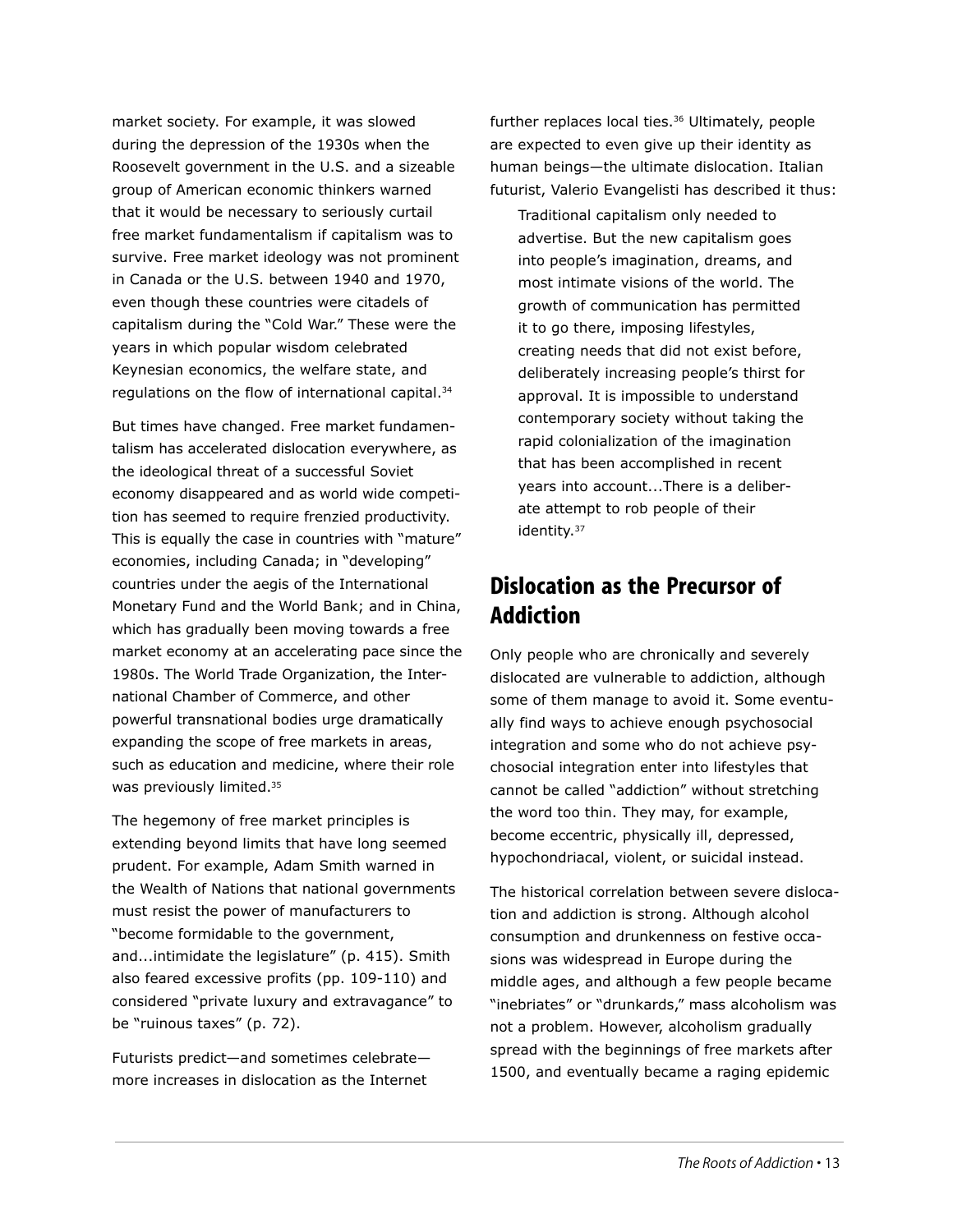market society. For example, it was slowed during the depression of the 1930s when the Roosevelt government in the U.S. and a sizeable group of American economic thinkers warned that it would be necessary to seriously curtail free market fundamentalism if capitalism was to survive. Free market ideology was not prominent in Canada or the U.S. between 1940 and 1970, even though these countries were citadels of capitalism during the "Cold War." These were the years in which popular wisdom celebrated Keynesian economics, the welfare state, and regulations on the flow of international capital.[34]

But times have changed. Free market fundamentalism has accelerated dislocation everywhere, as the ideological threat of a successful Soviet economy disappeared and as world wide competition has seemed to require frenzied productivity. This is equally the case in countries with "mature" economies, including Canada; in "developing" countries under the aegis of the International Monetary Fund and the World Bank; and in China, which has gradually been moving towards a free market economy at an accelerating pace since the 1980s. The World Trade Organization, the International Chamber of Commerce, and other powerful transnational bodies urge dramatically expanding the scope of free markets in areas, such as education and medicine, where their role was previously limited.[35]

The hegemony of free market principles is extending beyond limits that have long seemed prudent. For example, Adam Smith warned in the Wealth of Nations that national governments must resist the power of manufacturers to "become formidable to the government, and...intimidate the legislature" (p. 415). Smith also feared excessive profits (pp. 109-110) and considered "private luxury and extravagance" to be "ruinous taxes" (p. 72).

Futurists predict—and sometimes celebrate—more increases in dislocation as the Internet further replaces local ties.[36] Ultimately, people are expected to even give up their identity as human beings—the ultimate dislocation. Italian futurist, Valerio Evangelisti has described it thus:

> Traditional capitalism only needed to advertise. But the new capitalism goes into people's imagination, dreams, and most intimate visions of the world. The growth of communication has permitted it to go there, imposing lifestyles, creating needs that did not exist before, deliberately increasing people's thirst for approval. It is impossible to understand contemporary society without taking the rapid colonialization of the imagination that has been accomplished in recent years into account...There is a deliberate attempt to rob people of their identity.[37]

## Dislocation as the Precursor of Addiction

Only people who are chronically and severely dislocated are vulnerable to addiction, although some of them manage to avoid it. Some eventually find ways to achieve enough psychosocial integration and some who do not achieve psychosocial integration enter into lifestyles that cannot be called "addiction" without stretching the word too thin. They may, for example, become eccentric, physically ill, depressed, hypochondriacal, violent, or suicidal instead.

The historical correlation between severe dislocation and addiction is strong. Although alcohol consumption and drunkenness on festive occasions was widespread in Europe during the middle ages, and although a few people became "inebriates" or "drunkards," mass alcoholism was not a problem. However, alcoholism gradually spread with the beginnings of free markets after 1500, and eventually became a raging epidemic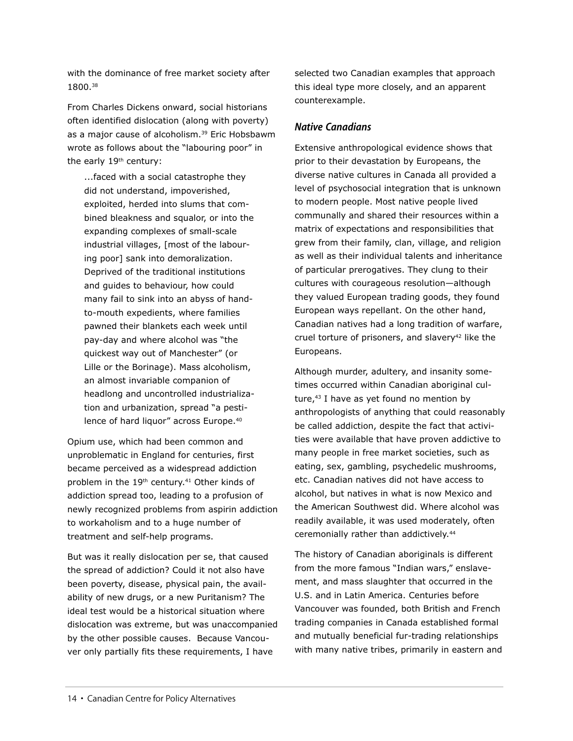with the dominance of free market society after 1800.[38]

From Charles Dickens onward, social historians often identified dislocation (along with poverty) as a major cause of alcoholism.[39] Eric Hobsbawm wrote as follows about the "labouring poor" in the early 19th century:

> ...faced with a social catastrophe they did not understand, impoverished, exploited, herded into slums that combined bleakness and squalor, or into the expanding complexes of small-scale industrial villages, [most of the labouring poor] sank into demoralization. Deprived of the traditional institutions and guides to behaviour, how could many fail to sink into an abyss of hand-to-mouth expedients, where families pawned their blankets each week until pay-day and where alcohol was "the quickest way out of Manchester" (or Lille or the Borinage). Mass alcoholism, an almost invariable companion of headlong and uncontrolled industrialization and urbanization, spread "a pestilence of hard liquor" across Europe.[40]

Opium use, which had been common and unproblematic in England for centuries, first became perceived as a widespread addiction problem in the 19th century.[41] Other kinds of addiction spread too, leading to a profusion of newly recognized problems from aspirin addiction to workaholism and to a huge number of treatment and self-help programs.

But was it really dislocation per se, that caused the spread of addiction? Could it not also have been poverty, disease, physical pain, the availability of new drugs, or a new Puritanism? The ideal test would be a historical situation where dislocation was extreme, but was unaccompanied by the other possible causes. Because Vancouver only partially fits these requirements, I have selected two Canadian examples that approach this ideal type more closely, and an apparent counterexample.

### *Native Canadians*

Extensive anthropological evidence shows that prior to their devastation by Europeans, the diverse native cultures in Canada all provided a level of psychosocial integration that is unknown to modern people. Most native people lived communally and shared their resources within a matrix of expectations and responsibilities that grew from their family, clan, village, and religion as well as their individual talents and inheritance of particular prerogatives. They clung to their cultures with courageous resolution—although they valued European trading goods, they found European ways repellant. On the other hand, Canadian natives had a long tradition of warfare, cruel torture of prisoners, and slavery[42] like the Europeans.

Although murder, adultery, and insanity sometimes occurred within Canadian aboriginal culture,[43] I have as yet found no mention by anthropologists of anything that could reasonably be called addiction, despite the fact that activities were available that have proven addictive to many people in free market societies, such as eating, sex, gambling, psychedelic mushrooms, etc. Canadian natives did not have access to alcohol, but natives in what is now Mexico and the American Southwest did. Where alcohol was readily available, it was used moderately, often ceremonially rather than addictively.[44]

The history of Canadian aboriginals is different from the more famous "Indian wars," enslavement, and mass slaughter that occurred in the U.S. and in Latin America. Centuries before Vancouver was founded, both British and French trading companies in Canada established formal and mutually beneficial fur-trading relationships with many native tribes, primarily in eastern and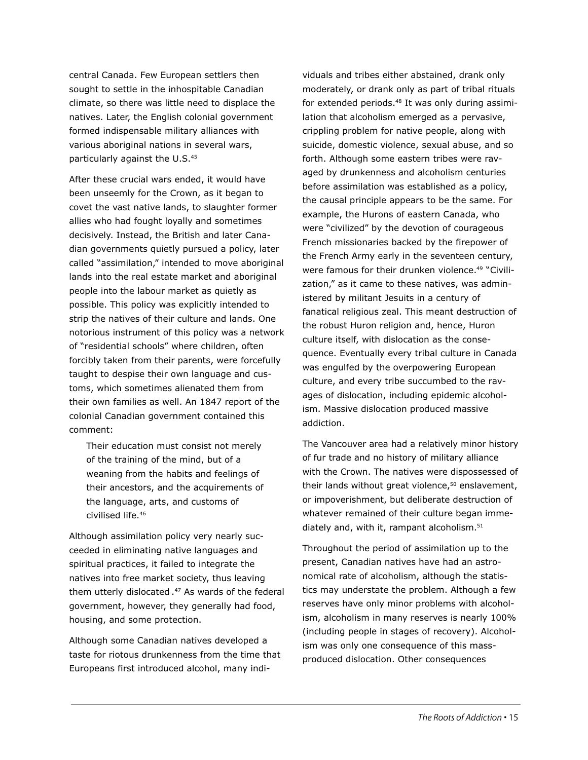central Canada. Few European settlers then sought to settle in the inhospitable Canadian climate, so there was little need to displace the natives. Later, the English colonial government formed indispensable military alliances with various aboriginal nations in several wars, particularly against the U.S.[45]

After these crucial wars ended, it would have been unseemly for the Crown, as it began to covet the vast native lands, to slaughter former allies who had fought loyally and sometimes decisively. Instead, the British and later Canadian governments quietly pursued a policy, later called "assimilation," intended to move aboriginal lands into the real estate market and aboriginal people into the labour market as quietly as possible. This policy was explicitly intended to strip the natives of their culture and lands. One notorious instrument of this policy was a network of "residential schools" where children, often forcibly taken from their parents, were forcefully taught to despise their own language and customs, which sometimes alienated them from their own families as well. An 1847 report of the colonial Canadian government contained this comment:

> Their education must consist not merely of the training of the mind, but of a weaning from the habits and feelings of their ancestors, and the acquirements of the language, arts, and customs of civilised life.[46]

Although assimilation policy very nearly succeeded in eliminating native languages and spiritual practices, it failed to integrate the natives into free market society, thus leaving them utterly dislocated.[47] As wards of the federal government, however, they generally had food, housing, and some protection.

Although some Canadian natives developed a taste for riotous drunkenness from the time that Europeans first introduced alcohol, many individuals and tribes either abstained, drank only moderately, or drank only as part of tribal rituals for extended periods.[48] It was only during assimilation that alcoholism emerged as a pervasive, crippling problem for native people, along with suicide, domestic violence, sexual abuse, and so forth. Although some eastern tribes were ravaged by drunkenness and alcoholism centuries before assimilation was established as a policy, the causal principle appears to be the same. For example, the Hurons of eastern Canada, who were "civilized" by the devotion of courageous French missionaries backed by the firepower of the French Army early in the seventeen century, were famous for their drunken violence.[49] "Civilization," as it came to these natives, was administered by militant Jesuits in a century of fanatical religious zeal. This meant destruction of the robust Huron religion and, hence, Huron culture itself, with dislocation as the consequence. Eventually every tribal culture in Canada was engulfed by the overpowering European culture, and every tribe succumbed to the ravages of dislocation, including epidemic alcoholism. Massive dislocation produced massive addiction.

The Vancouver area had a relatively minor history of fur trade and no history of military alliance with the Crown. The natives were dispossessed of their lands without great violence,[50] enslavement, or impoverishment, but deliberate destruction of whatever remained of their culture began immediately and, with it, rampant alcoholism.[51]

Throughout the period of assimilation up to the present, Canadian natives have had an astronomical rate of alcoholism, although the statistics may understate the problem. Although a few reserves have only minor problems with alcoholism, alcoholism in many reserves is nearly 100% (including people in stages of recovery). Alcoholism was only one consequence of this mass-produced dislocation. Other consequences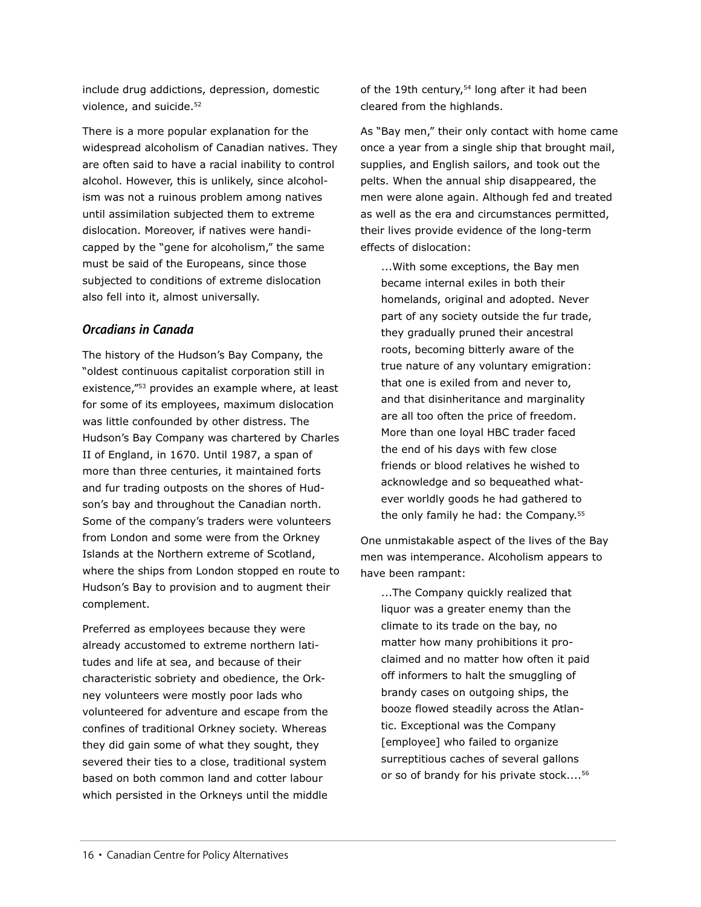include drug addictions, depression, domestic violence, and suicide.[52]

There is a more popular explanation for the widespread alcoholism of Canadian natives. They are often said to have a racial inability to control alcohol. However, this is unlikely, since alcoholism was not a ruinous problem among natives until assimilation subjected them to extreme dislocation. Moreover, if natives were handicapped by the "gene for alcoholism," the same must be said of the Europeans, since those subjected to conditions of extreme dislocation also fell into it, almost universally.

### *Orcadians in Canada*

The history of the Hudson's Bay Company, the "oldest continuous capitalist corporation still in existence,"[53] provides an example where, at least for some of its employees, maximum dislocation was little confounded by other distress. The Hudson's Bay Company was chartered by Charles II of England, in 1670. Until 1987, a span of more than three centuries, it maintained forts and fur trading outposts on the shores of Hudson's bay and throughout the Canadian north. Some of the company's traders were volunteers from London and some were from the Orkney Islands at the Northern extreme of Scotland, where the ships from London stopped en route to Hudson's Bay to provision and to augment their complement.

Preferred as employees because they were already accustomed to extreme northern latitudes and life at sea, and because of their characteristic sobriety and obedience, the Orkney volunteers were mostly poor lads who volunteered for adventure and escape from the confines of traditional Orkney society. Whereas they did gain some of what they sought, they severed their ties to a close, traditional system based on both common land and cotter labour which persisted in the Orkneys until the middle of the 19th century,[54] long after it had been cleared from the highlands.

As "Bay men," their only contact with home came once a year from a single ship that brought mail, supplies, and English sailors, and took out the pelts. When the annual ship disappeared, the men were alone again. Although fed and treated as well as the era and circumstances permitted, their lives provide evidence of the long-term effects of dislocation:

> ...With some exceptions, the Bay men became internal exiles in both their homelands, original and adopted. Never part of any society outside the fur trade, they gradually pruned their ancestral roots, becoming bitterly aware of the true nature of any voluntary emigration: that one is exiled from and never to, and that disinheritance and marginality are all too often the price of freedom. More than one loyal HBC trader faced the end of his days with few close friends or blood relatives he wished to acknowledge and so bequeathed whatever worldly goods he had gathered to the only family he had: the Company.[55]

One unmistakable aspect of the lives of the Bay men was intemperance. Alcoholism appears to have been rampant:

> ...The Company quickly realized that liquor was a greater enemy than the climate to its trade on the bay, no matter how many prohibitions it proclaimed and no matter how often it paid off informers to halt the smuggling of brandy cases on outgoing ships, the booze flowed steadily across the Atlantic. Exceptional was the Company [employee] who failed to organize surreptitious caches of several gallons or so of brandy for his private stock....[56]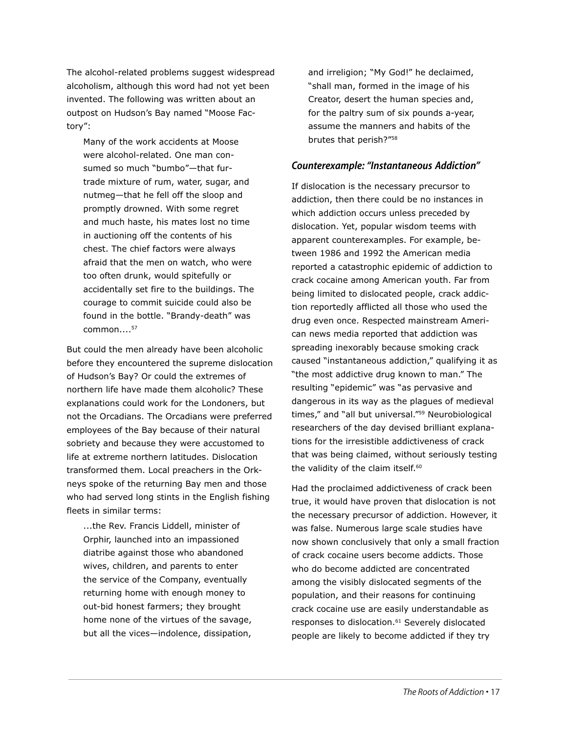The alcohol-related problems suggest widespread alcoholism, although this word had not yet been invented. The following was written about an outpost on Hudson's Bay named "Moose Factory":

> Many of the work accidents at Moose were alcohol-related. One man consumed so much "bumbo"—that fur-trade mixture of rum, water, sugar, and nutmeg—that he fell off the sloop and promptly drowned. With some regret and much haste, his mates lost no time in auctioning off the contents of his chest. The chief factors were always afraid that the men on watch, who were too often drunk, would spitefully or accidentally set fire to the buildings. The courage to commit suicide could also be found in the bottle. "Brandy-death" was common....[57]

But could the men already have been alcoholic before they encountered the supreme dislocation of Hudson's Bay? Or could the extremes of northern life have made them alcoholic? These explanations could work for the Londoners, but not the Orcadians. The Orcadians were preferred employees of the Bay because of their natural sobriety and because they were accustomed to life at extreme northern latitudes. Dislocation transformed them. Local preachers in the Orkneys spoke of the returning Bay men and those who had served long stints in the English fishing fleets in similar terms:

> ...the Rev. Francis Liddell, minister of Orphir, launched into an impassioned diatribe against those who abandoned wives, children, and parents to enter the service of the Company, eventually returning home with enough money to out-bid honest farmers; they brought home none of the virtues of the savage, but all the vices—indolence, dissipation, and irreligion; "My God!" he declaimed, "shall man, formed in the image of his Creator, desert the human species and, for the paltry sum of six pounds a-year, assume the manners and habits of the brutes that perish?"[58]

### *Counterexample: "Instantaneous Addiction"*

If dislocation is the necessary precursor to addiction, then there could be no instances in which addiction occurs unless preceded by dislocation. Yet, popular wisdom teems with apparent counterexamples. For example, between 1986 and 1992 the American media reported a catastrophic epidemic of addiction to crack cocaine among American youth. Far from being limited to dislocated people, crack addiction reportedly afflicted all those who used the drug even once. Respected mainstream American news media reported that addiction was spreading inexorably because smoking crack caused "instantaneous addiction," qualifying it as "the most addictive drug known to man." The resulting "epidemic" was "as pervasive and dangerous in its way as the plagues of medieval times," and "all but universal."[59] Neurobiological researchers of the day devised brilliant explanations for the irresistible addictiveness of crack that was being claimed, without seriously testing the validity of the claim itself.[60]

Had the proclaimed addictiveness of crack been true, it would have proven that dislocation is not the necessary precursor of addiction. However, it was false. Numerous large scale studies have now shown conclusively that only a small fraction of crack cocaine users become addicts. Those who do become addicted are concentrated among the visibly dislocated segments of the population, and their reasons for continuing crack cocaine use are easily understandable as responses to dislocation.[61] Severely dislocated people are likely to become addicted if they try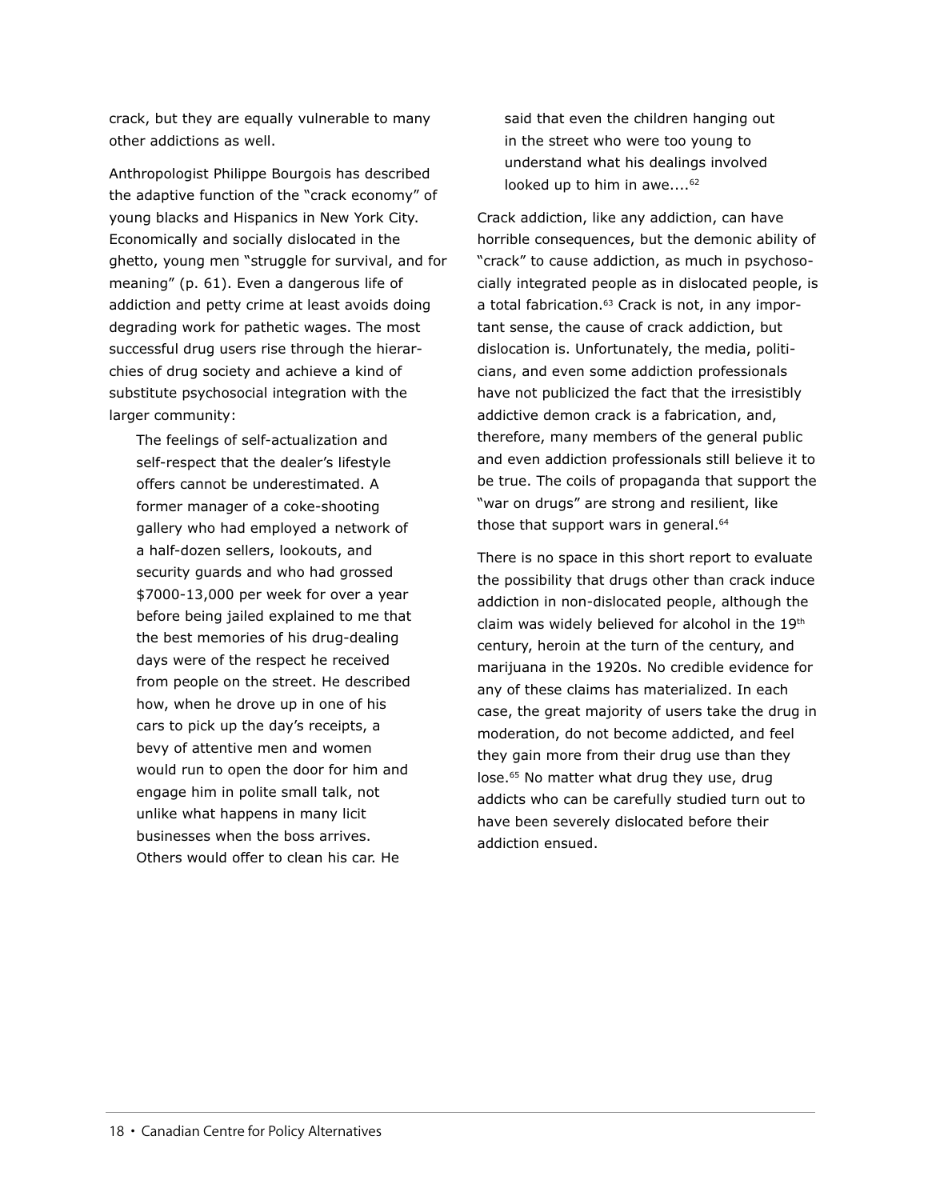crack, but they are equally vulnerable to many other addictions as well.

Anthropologist Philippe Bourgois has described the adaptive function of the "crack economy" of young blacks and Hispanics in New York City. Economically and socially dislocated in the ghetto, young men "struggle for survival, and for meaning" (p. 61). Even a dangerous life of addiction and petty crime at least avoids doing degrading work for pathetic wages. The most successful drug users rise through the hierarchies of drug society and achieve a kind of substitute psychosocial integration with the larger community:

> The feelings of self-actualization and self-respect that the dealer's lifestyle offers cannot be underestimated. A former manager of a coke-shooting gallery who had employed a network of a half-dozen sellers, lookouts, and security guards and who had grossed $7000-13,000 per week for over a year before being jailed explained to me that the best memories of his drug-dealing days were of the respect he received from people on the street. He described how, when he drove up in one of his cars to pick up the day's receipts, a bevy of attentive men and women would run to open the door for him and engage him in polite small talk, not unlike what happens in many licit businesses when the boss arrives. Others would offer to clean his car. He said that even the children hanging out in the street who were too young to understand what his dealings involved looked up to him in awe....[62]

Crack addiction, like any addiction, can have horrible consequences, but the demonic ability of "crack" to cause addiction, as much in psychosocially integrated people as in dislocated people, is a total fabrication.[63] Crack is not, in any important sense, the cause of crack addiction, but dislocation is. Unfortunately, the media, politicians, and even some addiction professionals have not publicized the fact that the irresistibly addictive demon crack is a fabrication, and, therefore, many members of the general public and even addiction professionals still believe it to be true. The coils of propaganda that support the "war on drugs" are strong and resilient, like those that support wars in general.[64]

There is no space in this short report to evaluate the possibility that drugs other than crack induce addiction in non-dislocated people, although the claim was widely believed for alcohol in the 19th century, heroin at the turn of the century, and marijuana in the 1920s. No credible evidence for any of these claims has materialized. In each case, the great majority of users take the drug in moderation, do not become addicted, and feel they gain more from their drug use than they lose.[65] No matter what drug they use, drug addicts who can be carefully studied turn out to have been severely dislocated before their addiction ensued.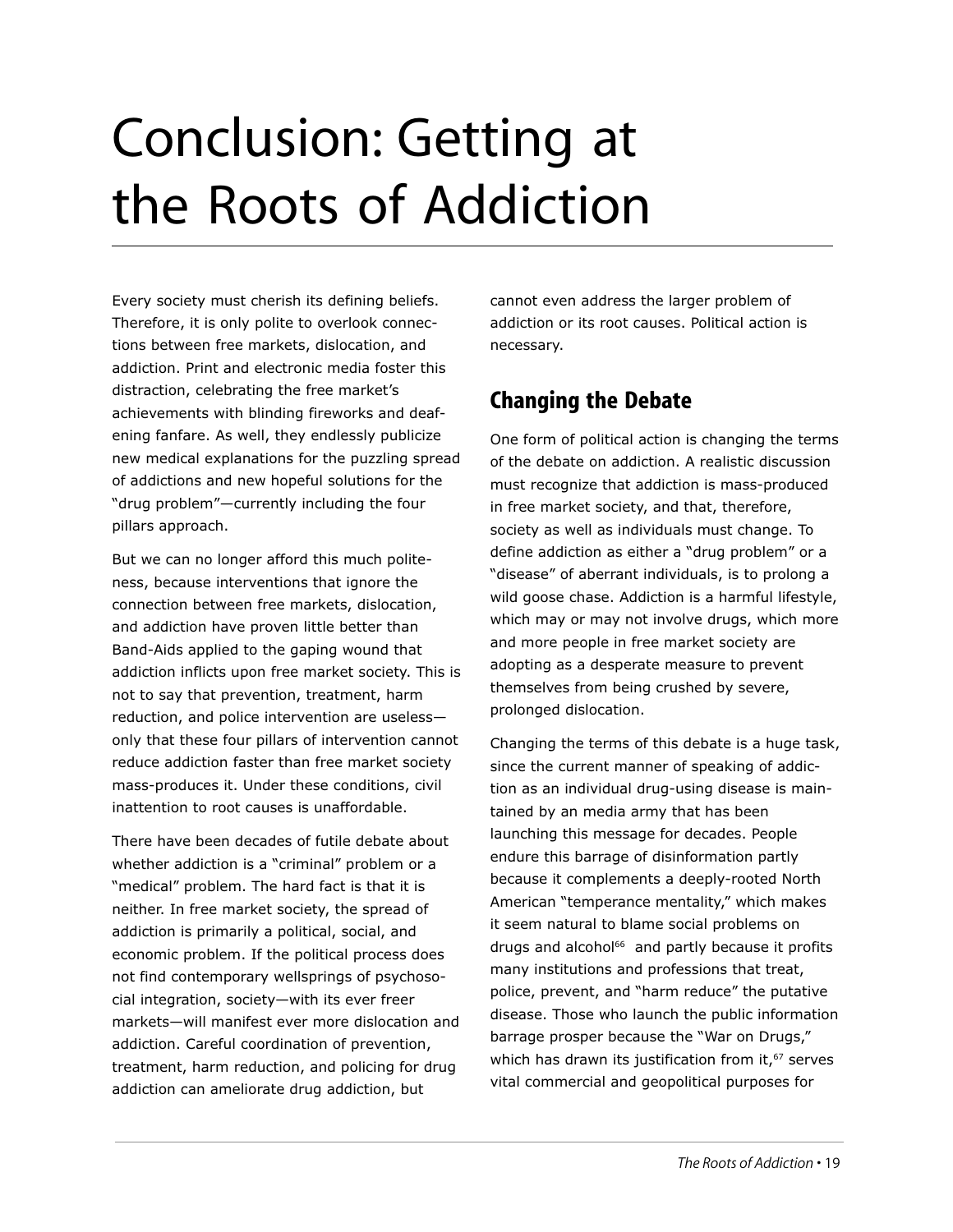# Conclusion: Getting at the Roots of Addiction

Every society must cherish its defining beliefs. Therefore, it is only polite to overlook connections between free markets, dislocation, and addiction. Print and electronic media foster this distraction, celebrating the free market's achievements with blinding fireworks and deafening fanfare. As well, they endlessly publicize new medical explanations for the puzzling spread of addictions and new hopeful solutions for the "drug problem"—currently including the four pillars approach.

But we can no longer afford this much politeness, because interventions that ignore the connection between free markets, dislocation, and addiction have proven little better than Band-Aids applied to the gaping wound that addiction inflicts upon free market society. This is not to say that prevention, treatment, harm reduction, and police intervention are useless—only that these four pillars of intervention cannot reduce addiction faster than free market society mass-produces it. Under these conditions, civil inattention to root causes is unaffordable.

There have been decades of futile debate about whether addiction is a "criminal" problem or a "medical" problem. The hard fact is that it is neither. In free market society, the spread of addiction is primarily a political, social, and economic problem. If the political process does not find contemporary wellsprings of psychosocial integration, society—with its ever freer markets—will manifest ever more dislocation and addiction. Careful coordination of prevention, treatment, harm reduction, and policing for drug addiction can ameliorate drug addiction, but cannot even address the larger problem of addiction or its root causes. Political action is necessary.

## Changing the Debate

One form of political action is changing the terms of the debate on addiction. A realistic discussion must recognize that addiction is mass-produced in free market society, and that, therefore, society as well as individuals must change. To define addiction as either a "drug problem" or a "disease" of aberrant individuals, is to prolong a wild goose chase. Addiction is a harmful lifestyle, which may or may not involve drugs, which more and more people in free market society are adopting as a desperate measure to prevent themselves from being crushed by severe, prolonged dislocation.

Changing the terms of this debate is a huge task, since the current manner of speaking of addiction as an individual drug-using disease is maintained by an media army that has been launching this message for decades. People endure this barrage of disinformation partly because it complements a deeply-rooted North American "temperance mentality," which makes it seem natural to blame social problems on drugs and alcohol[66] and partly because it profits many institutions and professions that treat, police, prevent, and "harm reduce" the putative disease. Those who launch the public information barrage prosper because the "War on Drugs," which has drawn its justification from it,[67] serves vital commercial and geopolitical purposes for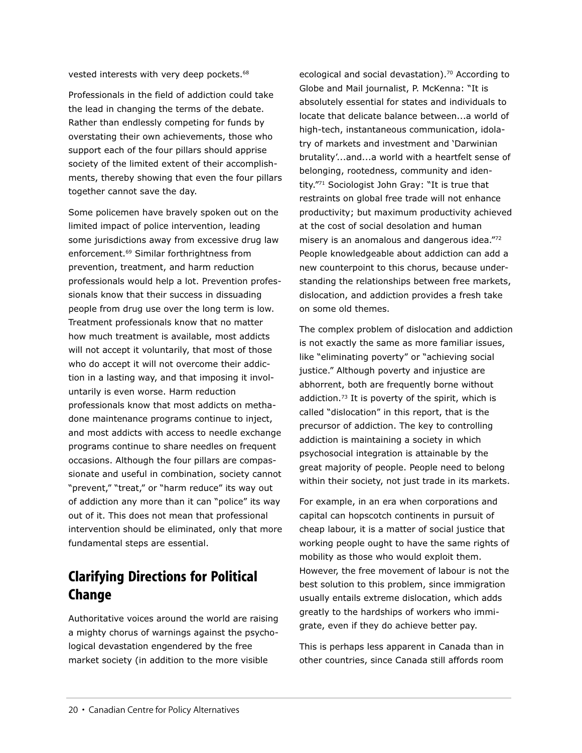vested interests with very deep pockets.[68]

Professionals in the field of addiction could take the lead in changing the terms of the debate. Rather than endlessly competing for funds by overstating their own achievements, those who support each of the four pillars should apprise society of the limited extent of their accomplishments, thereby showing that even the four pillars together cannot save the day.

Some policemen have bravely spoken out on the limited impact of police intervention, leading some jurisdictions away from excessive drug law enforcement.[69] Similar forthrightness from prevention, treatment, and harm reduction professionals would help a lot. Prevention professionals know that their success in dissuading people from drug use over the long term is low. Treatment professionals know that no matter how much treatment is available, most addicts will not accept it voluntarily, that most of those who do accept it will not overcome their addiction in a lasting way, and that imposing it involuntarily is even worse. Harm reduction professionals know that most addicts on methadone maintenance programs continue to inject, and most addicts with access to needle exchange programs continue to share needles on frequent occasions. Although the four pillars are compassionate and useful in combination, society cannot "prevent," "treat," or "harm reduce" its way out of addiction any more than it can "police" its way out of it. This does not mean that professional intervention should be eliminated, only that more fundamental steps are essential.

## Clarifying Directions for Political Change

Authoritative voices around the world are raising a mighty chorus of warnings against the psychological devastation engendered by the free market society (in addition to the more visible ecological and social devastation).[70] According to Globe and Mail journalist, P. McKenna: "It is absolutely essential for states and individuals to locate that delicate balance between...a world of high-tech, instantaneous communication, idolatry of markets and investment and 'Darwinian brutality'...and...a world with a heartfelt sense of belonging, rootedness, community and identity."[71] Sociologist John Gray: "It is true that restraints on global free trade will not enhance productivity; but maximum productivity achieved at the cost of social desolation and human misery is an anomalous and dangerous idea."[72] People knowledgeable about addiction can add a new counterpoint to this chorus, because understanding the relationships between free markets, dislocation, and addiction provides a fresh take on some old themes.

The complex problem of dislocation and addiction is not exactly the same as more familiar issues, like "eliminating poverty" or "achieving social justice." Although poverty and injustice are abhorrent, both are frequently borne without addiction.[73] It is poverty of the spirit, which is called "dislocation" in this report, that is the precursor of addiction. The key to controlling addiction is maintaining a society in which psychosocial integration is attainable by the great majority of people. People need to belong within their society, not just trade in its markets.

For example, in an era when corporations and capital can hopscotch continents in pursuit of cheap labour, it is a matter of social justice that working people ought to have the same rights of mobility as those who would exploit them. However, the free movement of labour is not the best solution to this problem, since immigration usually entails extreme dislocation, which adds greatly to the hardships of workers who immigrate, even if they do achieve better pay.

This is perhaps less apparent in Canada than in other countries, since Canada still affords room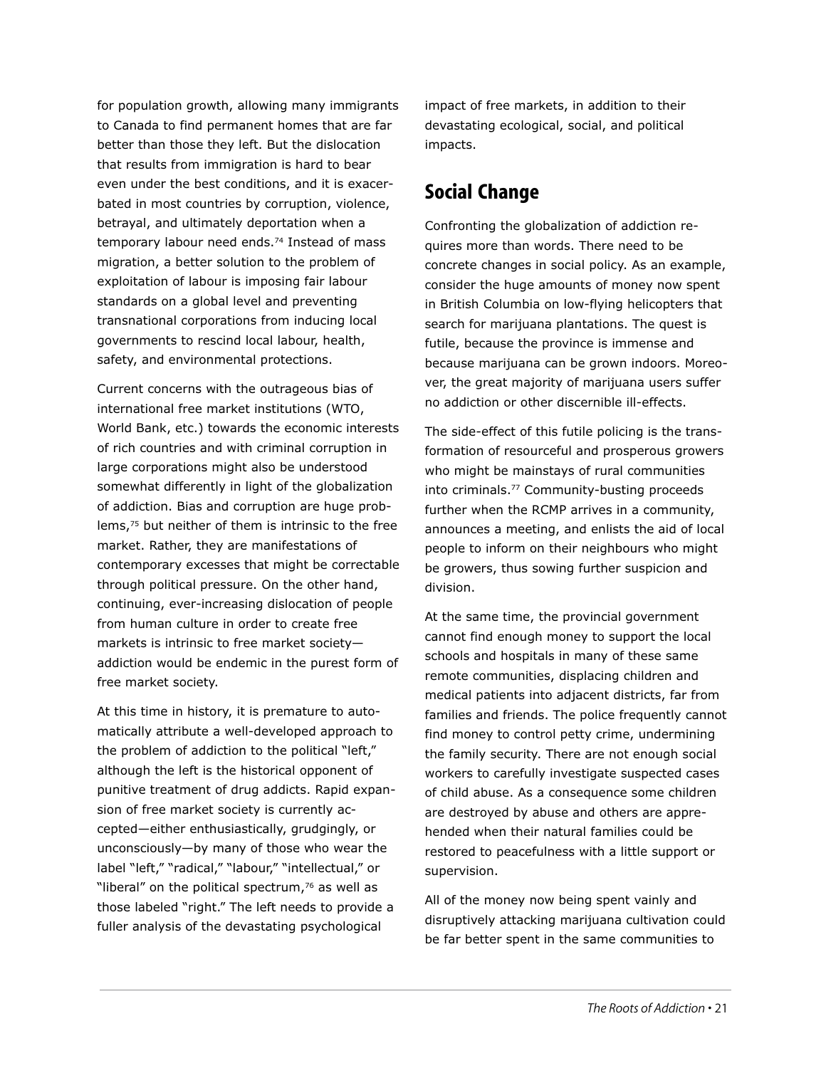for population growth, allowing many immigrants to Canada to find permanent homes that are far better than those they left. But the dislocation that results from immigration is hard to bear even under the best conditions, and it is exacerbated in most countries by corruption, violence, betrayal, and ultimately deportation when a temporary labour need ends.[74] Instead of mass migration, a better solution to the problem of exploitation of labour is imposing fair labour standards on a global level and preventing transnational corporations from inducing local governments to rescind local labour, health, safety, and environmental protections.

Current concerns with the outrageous bias of international free market institutions (WTO, World Bank, etc.) towards the economic interests of rich countries and with criminal corruption in large corporations might also be understood somewhat differently in light of the globalization of addiction. Bias and corruption are huge problems,[75] but neither of them is intrinsic to the free market. Rather, they are manifestations of contemporary excesses that might be correctable through political pressure. On the other hand, continuing, ever-increasing dislocation of people from human culture in order to create free markets is intrinsic to free market society—addiction would be endemic in the purest form of free market society.

At this time in history, it is premature to automatically attribute a well-developed approach to the problem of addiction to the political "left," although the left is the historical opponent of punitive treatment of drug addicts. Rapid expansion of free market society is currently accepted—either enthusiastically, grudgingly, or unconsciously—by many of those who wear the label "left," "radical," "labour," "intellectual," or "liberal" on the political spectrum,[76] as well as those labeled "right." The left needs to provide a fuller analysis of the devastating psychological impact of free markets, in addition to their devastating ecological, social, and political impacts.

## Social Change

Confronting the globalization of addiction requires more than words. There need to be concrete changes in social policy. As an example, consider the huge amounts of money now spent in British Columbia on low-flying helicopters that search for marijuana plantations. The quest is futile, because the province is immense and because marijuana can be grown indoors. Moreover, the great majority of marijuana users suffer no addiction or other discernible ill-effects.

The side-effect of this futile policing is the transformation of resourceful and prosperous growers who might be mainstays of rural communities into criminals.[77] Community-busting proceeds further when the RCMP arrives in a community, announces a meeting, and enlists the aid of local people to inform on their neighbours who might be growers, thus sowing further suspicion and division.

At the same time, the provincial government cannot find enough money to support the local schools and hospitals in many of these same remote communities, displacing children and medical patients into adjacent districts, far from families and friends. The police frequently cannot find money to control petty crime, undermining the family security. There are not enough social workers to carefully investigate suspected cases of child abuse. As a consequence some children are destroyed by abuse and others are apprehended when their natural families could be restored to peacefulness with a little support or supervision.

All of the money now being spent vainly and disruptively attacking marijuana cultivation could be far better spent in the same communities to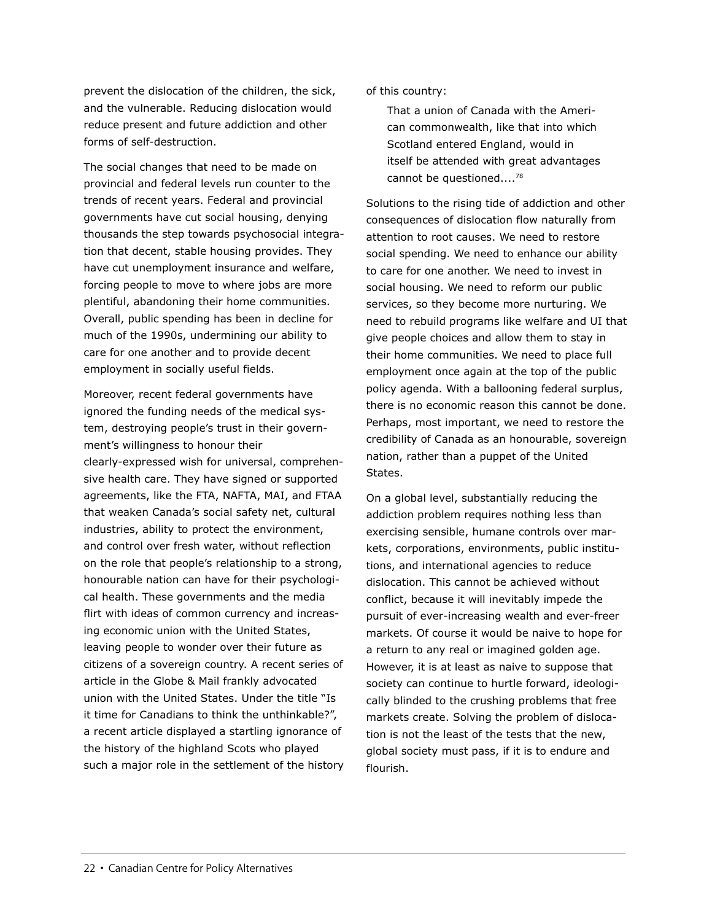prevent the dislocation of the children, the sick, and the vulnerable. Reducing dislocation would reduce present and future addiction and other forms of self-destruction.

The social changes that need to be made on provincial and federal levels run counter to the trends of recent years. Federal and provincial governments have cut social housing, denying thousands the step towards psychosocial integration that decent, stable housing provides. They have cut unemployment insurance and welfare, forcing people to move to where jobs are more plentiful, abandoning their home communities. Overall, public spending has been in decline for much of the 1990s, undermining our ability to care for one another and to provide decent employment in socially useful fields.

Moreover, recent federal governments have ignored the funding needs of the medical system, destroying people's trust in their government's willingness to honour their clearly-expressed wish for universal, comprehensive health care. They have signed or supported agreements, like the FTA, NAFTA, MAI, and FTAA that weaken Canada's social safety net, cultural industries, ability to protect the environment, and control over fresh water, without reflection on the role that people's relationship to a strong, honourable nation can have for their psychological health. These governments and the media flirt with ideas of common currency and increasing economic union with the United States, leaving people to wonder over their future as citizens of a sovereign country. A recent series of article in the Globe & Mail frankly advocated union with the United States. Under the title "Is it time for Canadians to think the unthinkable?", a recent article displayed a startling ignorance of the history of the highland Scots who played such a major role in the settlement of the history of this country:

> That a union of Canada with the American commonwealth, like that into which Scotland entered England, would in itself be attended with great advantages cannot be questioned....[78]

Solutions to the rising tide of addiction and other consequences of dislocation flow naturally from attention to root causes. We need to restore social spending. We need to enhance our ability to care for one another. We need to invest in social housing. We need to reform our public services, so they become more nurturing. We need to rebuild programs like welfare and UI that give people choices and allow them to stay in their home communities. We need to place full employment once again at the top of the public policy agenda. With a ballooning federal surplus, there is no economic reason this cannot be done. Perhaps, most important, we need to restore the credibility of Canada as an honourable, sovereign nation, rather than a puppet of the United States.

On a global level, substantially reducing the addiction problem requires nothing less than exercising sensible, humane controls over markets, corporations, environments, public institutions, and international agencies to reduce dislocation. This cannot be achieved without conflict, because it will inevitably impede the pursuit of ever-increasing wealth and ever-freer markets. Of course it would be naive to hope for a return to any real or imagined golden age. However, it is at least as naive to suppose that society can continue to hurtle forward, ideologically blinded to the crushing problems that free markets create. Solving the problem of dislocation is not the least of the tests that the new, global society must pass, if it is to endure and flourish.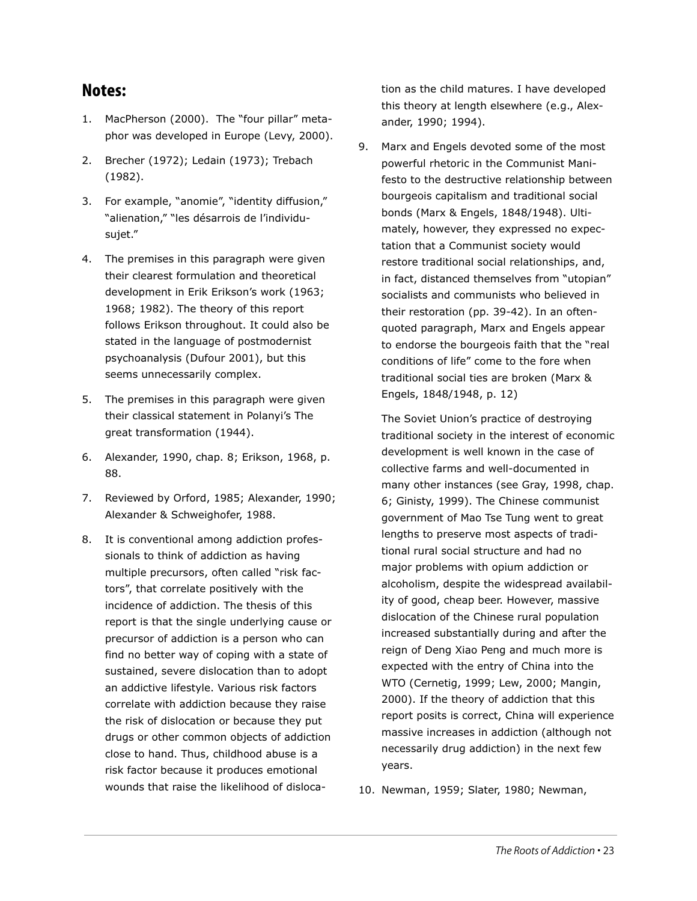## Notes:

1. MacPherson (2000). The "four pillar" metaphor was developed in Europe (Levy, 2000).
2. Brecher (1972); Ledain (1973); Trebach (1982).
3. For example, "anomie", "identity diffusion," "alienation," "les désarrois de l'individu-sujet."
4. The premises in this paragraph were given their clearest formulation and theoretical development in Erik Erikson's work (1963; 1968; 1982). The theory of this report follows Erikson throughout. It could also be stated in the language of postmodernist psychoanalysis (Dufour 2001), but this seems unnecessarily complex.
5. The premises in this paragraph were given their classical statement in Polanyi's The great transformation (1944).
6. Alexander, 1990, chap. 8; Erikson, 1968, p. 88.
7. Reviewed by Orford, 1985; Alexander, 1990; Alexander & Schweighofer, 1988.
8. It is conventional among addiction professionals to think of addiction as having multiple precursors, often called "risk factors", that correlate positively with the incidence of addiction. The thesis of this report is that the single underlying cause or precursor of addiction is a person who can find no better way of coping with a state of sustained, severe dislocation than to adopt an addictive lifestyle. Various risk factors correlate with addiction because they raise the risk of dislocation or because they put drugs or other common objects of addiction close to hand. Thus, childhood abuse is a risk factor because it produces emotional wounds that raise the likelihood of dislocation as the child matures. I have developed this theory at length elsewhere (e.g., Alexander, 1990; 1994).
9. Marx and Engels devoted some of the most powerful rhetoric in the Communist Manifesto to the destructive relationship between bourgeois capitalism and traditional social bonds (Marx & Engels, 1848/1948). Ultimately, however, they expressed no expectation that a Communist society would restore traditional social relationships, and, in fact, distanced themselves from "utopian" socialists and communists who believed in their restoration (pp. 39-42). In an often-quoted paragraph, Marx and Engels appear to endorse the bourgeois faith that the "real conditions of life" come to the fore when traditional social ties are broken (Marx & Engels, 1848/1948, p. 12)

   The Soviet Union's practice of destroying traditional society in the interest of economic development is well known in the case of collective farms and well-documented in many other instances (see Gray, 1998, chap. 6; Ginisty, 1999). The Chinese communist government of Mao Tse Tung went to great lengths to preserve most aspects of traditional rural social structure and had no major problems with opium addiction or alcoholism, despite the widespread availability of good, cheap beer. However, massive dislocation of the Chinese rural population increased substantially during and after the reign of Deng Xiao Peng and much more is expected with the entry of China into the WTO (Cernetig, 1999; Lew, 2000; Mangin, 2000). If the theory of addiction that this report posits is correct, China will experience massive increases in addiction (although not necessarily drug addiction) in the next few years.
10. Newman, 1959; Slater, 1980; Newman,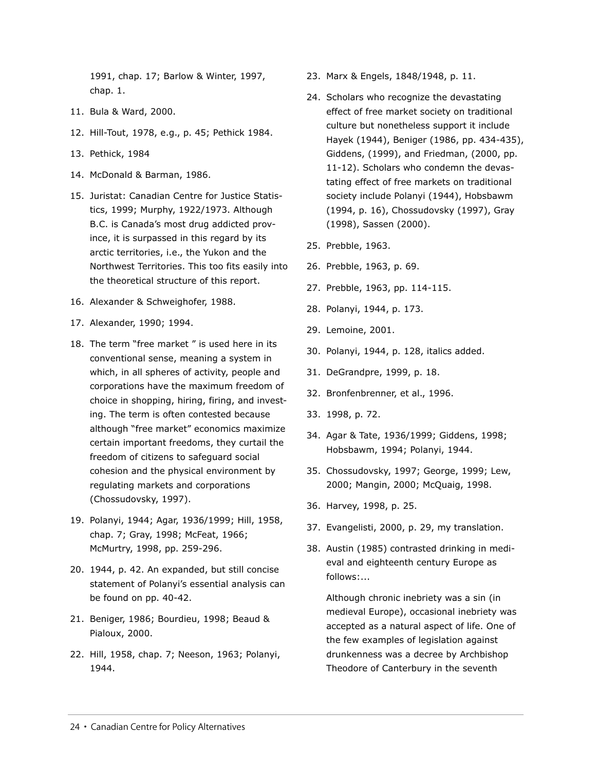1991, chap. 17; Barlow & Winter, 1997, chap. 1.

11. Bula & Ward, 2000.
12. Hill-Tout, 1978, e.g., p. 45; Pethick 1984.
13. Pethick, 1984
14. McDonald & Barman, 1986.
15. Juristat: Canadian Centre for Justice Statistics, 1999; Murphy, 1922/1973. Although B.C. is Canada's most drug addicted province, it is surpassed in this regard by its arctic territories, i.e., the Yukon and the Northwest Territories. This too fits easily into the theoretical structure of this report.
16. Alexander & Schweighofer, 1988.
17. Alexander, 1990; 1994.
18. The term "free market " is used here in its conventional sense, meaning a system in which, in all spheres of activity, people and corporations have the maximum freedom of choice in shopping, hiring, firing, and investing. The term is often contested because although "free market" economics maximize certain important freedoms, they curtail the freedom of citizens to safeguard social cohesion and the physical environment by regulating markets and corporations (Chossudovsky, 1997).
19. Polanyi, 1944; Agar, 1936/1999; Hill, 1958, chap. 7; Gray, 1998; McFeat, 1966; McMurtry, 1998, pp. 259-296.
20. 1944, p. 42. An expanded, but still concise statement of Polanyi's essential analysis can be found on pp. 40-42.
21. Beniger, 1986; Bourdieu, 1998; Beaud & Pialoux, 2000.
22. Hill, 1958, chap. 7; Neeson, 1963; Polanyi, 1944.
23. Marx & Engels, 1848/1948, p. 11.
24. Scholars who recognize the devastating effect of free market society on traditional culture but nonetheless support it include Hayek (1944), Beniger (1986, pp. 434-435), Giddens, (1999), and Friedman, (2000, pp. 11-12). Scholars who condemn the devastating effect of free markets on traditional society include Polanyi (1944), Hobsbawm (1994, p. 16), Chossudovsky (1997), Gray (1998), Sassen (2000).
25. Prebble, 1963.
26. Prebble, 1963, p. 69.
27. Prebble, 1963, pp. 114-115.
28. Polanyi, 1944, p. 173.
29. Lemoine, 2001.
30. Polanyi, 1944, p. 128, italics added.
31. DeGrandpre, 1999, p. 18.
32. Bronfenbrenner, et al., 1996.
33. 1998, p. 72.
34. Agar & Tate, 1936/1999; Giddens, 1998; Hobsbawm, 1994; Polanyi, 1944.
35. Chossudovsky, 1997; George, 1999; Lew, 2000; Mangin, 2000; McQuaig, 1998.
36. Harvey, 1998, p. 25.
37. Evangelisti, 2000, p. 29, my translation.
38. Austin (1985) contrasted drinking in medieval and eighteenth century Europe as follows:...

    Although chronic inebriety was a sin (in medieval Europe), occasional inebriety was accepted as a natural aspect of life. One of the few examples of legislation against drunkenness was a decree by Archbishop Theodore of Canterbury in the seventh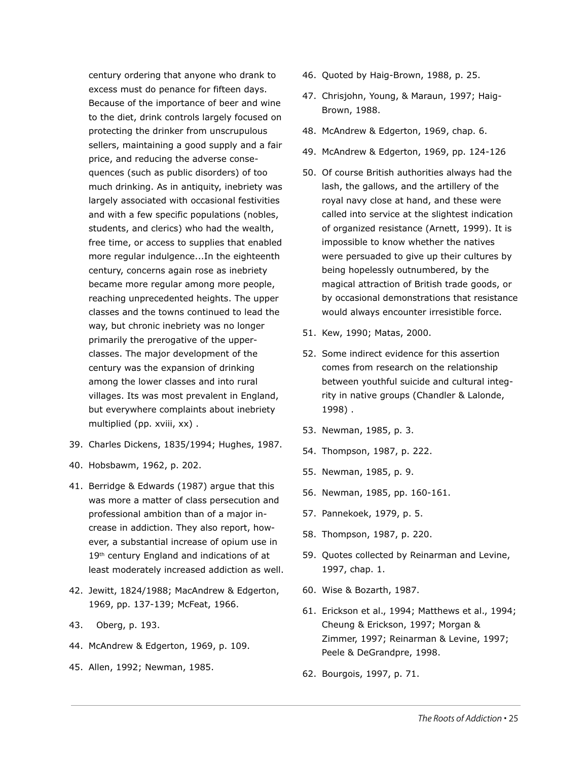century ordering that anyone who drank to excess must do penance for fifteen days. Because of the importance of beer and wine to the diet, drink controls largely focused on protecting the drinker from unscrupulous sellers, maintaining a good supply and a fair price, and reducing the adverse consequences (such as public disorders) of too much drinking. As in antiquity, inebriety was largely associated with occasional festivities and with a few specific populations (nobles, students, and clerics) who had the wealth, free time, or access to supplies that enabled more regular indulgence...In the eighteenth century, concerns again rose as inebriety became more regular among more people, reaching unprecedented heights. The upper classes and the towns continued to lead the way, but chronic inebriety was no longer primarily the prerogative of the upper-classes. The major development of the century was the expansion of drinking among the lower classes and into rural villages. Its was most prevalent in England, but everywhere complaints about inebriety multiplied (pp. xviii, xx) .

39. Charles Dickens, 1835/1994; Hughes, 1987.
40. Hobsbawm, 1962, p. 202.
41. Berridge & Edwards (1987) argue that this was more a matter of class persecution and professional ambition than of a major increase in addiction. They also report, however, a substantial increase of opium use in 19th century England and indications of at least moderately increased addiction as well.
42. Jewitt, 1824/1988; MacAndrew & Edgerton, 1969, pp. 137-139; McFeat, 1966.
43. Oberg, p. 193.
44. McAndrew & Edgerton, 1969, p. 109.
45. Allen, 1992; Newman, 1985.
46. Quoted by Haig-Brown, 1988, p. 25.
47. Chrisjohn, Young, & Maraun, 1997; Haig-Brown, 1988.
48. McAndrew & Edgerton, 1969, chap. 6.
49. McAndrew & Edgerton, 1969, pp. 124-126
50. Of course British authorities always had the lash, the gallows, and the artillery of the royal navy close at hand, and these were called into service at the slightest indication of organized resistance (Arnett, 1999). It is impossible to know whether the natives were persuaded to give up their cultures by being hopelessly outnumbered, by the magical attraction of British trade goods, or by occasional demonstrations that resistance would always encounter irresistible force.
51. Kew, 1990; Matas, 2000.
52. Some indirect evidence for this assertion comes from research on the relationship between youthful suicide and cultural integrity in native groups (Chandler & Lalonde, 1998) .
53. Newman, 1985, p. 3.
54. Thompson, 1987, p. 222.
55. Newman, 1985, p. 9.
56. Newman, 1985, pp. 160-161.
57. Pannekoek, 1979, p. 5.
58. Thompson, 1987, p. 220.
59. Quotes collected by Reinarman and Levine, 1997, chap. 1.
60. Wise & Bozarth, 1987.
61. Erickson et al., 1994; Matthews et al., 1994; Cheung & Erickson, 1997; Morgan & Zimmer, 1997; Reinarman & Levine, 1997; Peele & DeGrandpre, 1998.
62. Bourgois, 1997, p. 71.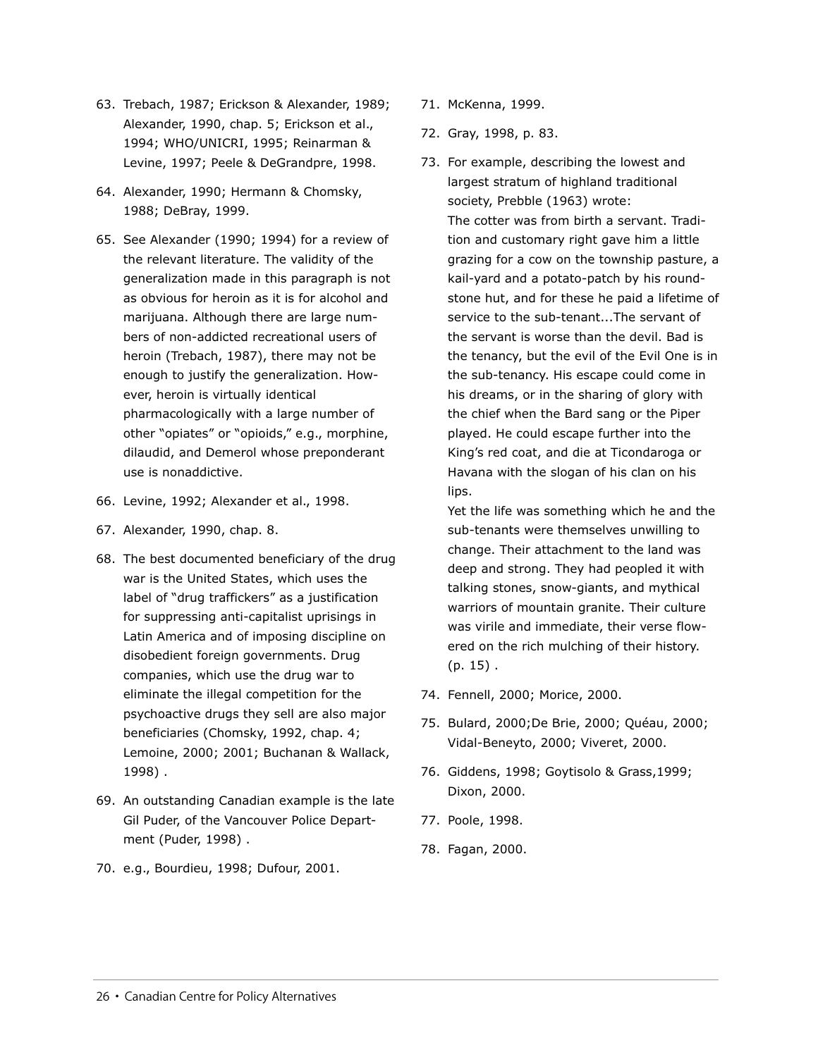63. Trebach, 1987; Erickson & Alexander, 1989; Alexander, 1990, chap. 5; Erickson et al., 1994; WHO/UNICRI, 1995; Reinarman & Levine, 1997; Peele & DeGrandpre, 1998.
64. Alexander, 1990; Hermann & Chomsky, 1988; DeBray, 1999.
65. See Alexander (1990; 1994) for a review of the relevant literature. The validity of the generalization made in this paragraph is not as obvious for heroin as it is for alcohol and marijuana. Although there are large numbers of non-addicted recreational users of heroin (Trebach, 1987), there may not be enough to justify the generalization. However, heroin is virtually identical pharmacologically with a large number of other "opiates" or "opioids," e.g., morphine, dilaudid, and Demerol whose preponderant use is nonaddictive.
66. Levine, 1992; Alexander et al., 1998.
67. Alexander, 1990, chap. 8.
68. The best documented beneficiary of the drug war is the United States, which uses the label of "drug traffickers" as a justification for suppressing anti-capitalist uprisings in Latin America and of imposing discipline on disobedient foreign governments. Drug companies, which use the drug war to eliminate the illegal competition for the psychoactive drugs they sell are also major beneficiaries (Chomsky, 1992, chap. 4; Lemoine, 2000; 2001; Buchanan & Wallack, 1998) .
69. An outstanding Canadian example is the late Gil Puder, of the Vancouver Police Department (Puder, 1998) .
70. e.g., Bourdieu, 1998; Dufour, 2001.
71. McKenna, 1999.
72. Gray, 1998, p. 83.
73. For example, describing the lowest and largest stratum of highland traditional society, Prebble (1963) wrote:

    The cotter was from birth a servant. Tradition and customary right gave him a little grazing for a cow on the township pasture, a kail-yard and a potato-patch by his roundstone hut, and for these he paid a lifetime of service to the sub-tenant...The servant of the servant is worse than the devil. Bad is the tenancy, but the evil of the Evil One is in the sub-tenancy. His escape could come in his dreams, or in the sharing of glory with the chief when the Bard sang or the Piper played. He could escape further into the King's red coat, and die at Ticondaroga or Havana with the slogan of his clan on his lips.

    Yet the life was something which he and the sub-tenants were themselves unwilling to change. Their attachment to the land was deep and strong. They had peopled it with talking stones, snow-giants, and mythical warriors of mountain granite. Their culture was virile and immediate, their verse flowered on the rich mulching of their history. (p. 15) .
74. Fennell, 2000; Morice, 2000.
75. Bulard, 2000;De Brie, 2000; Quéau, 2000; Vidal-Beneyto, 2000; Viveret, 2000.
76. Giddens, 1998; Goytisolo & Grass,1999; Dixon, 2000.
77. Poole, 1998.
78. Fagan, 2000.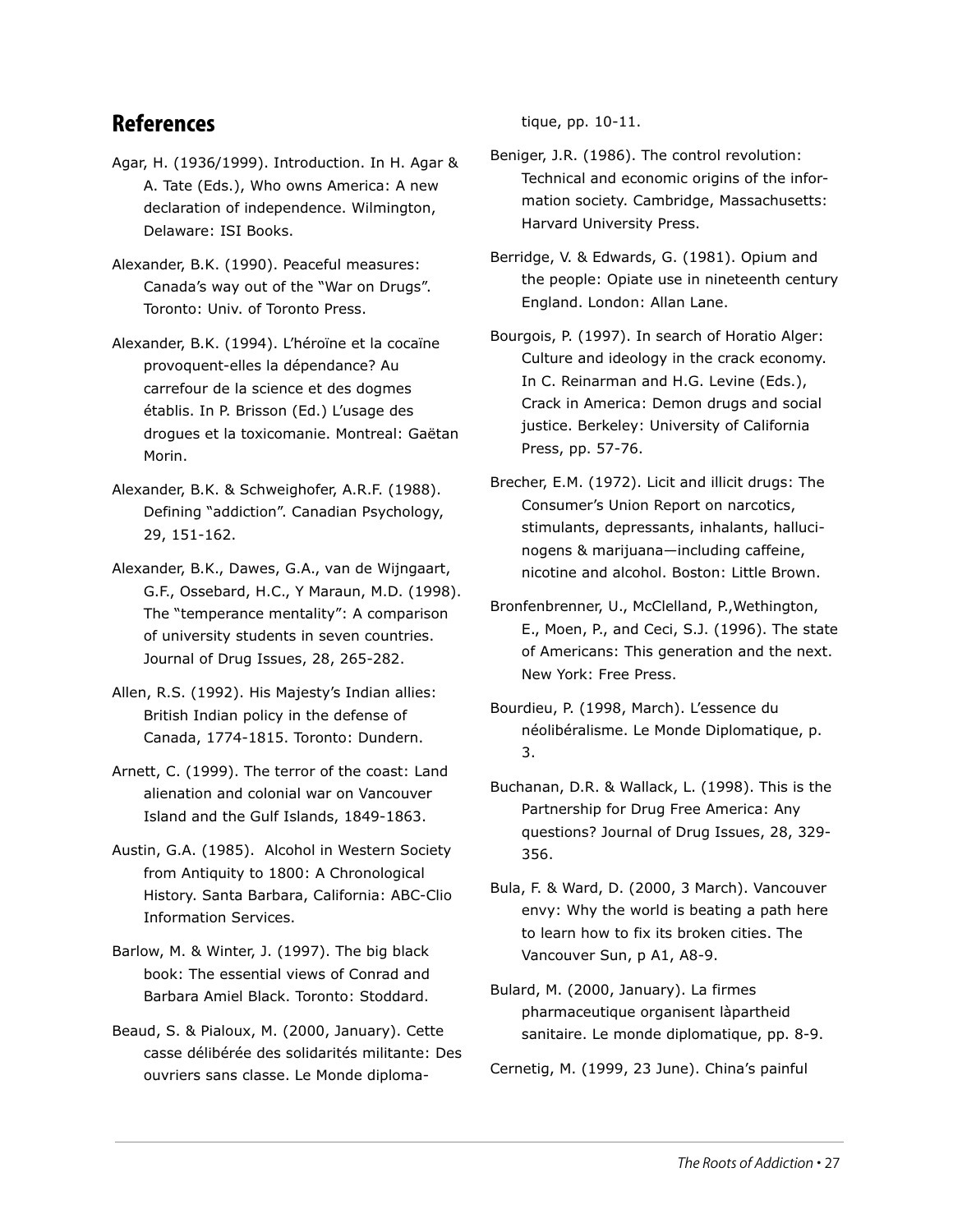## References

Agar, H. (1936/1999). Introduction. In H. Agar & A. Tate (Eds.), Who owns America: A new declaration of independence. Wilmington, Delaware: ISI Books.

Alexander, B.K. (1990). Peaceful measures: Canada's way out of the "War on Drugs". Toronto: Univ. of Toronto Press.

Alexander, B.K. (1994). L'héroïne et la cocaïne provoquent-elles la dépendance? Au carrefour de la science et des dogmes établis. In P. Brisson (Ed.) L'usage des drogues et la toxicomanie. Montreal: Gaëtan Morin.

Alexander, B.K. & Schweighofer, A.R.F. (1988). Defining "addiction". Canadian Psychology, 29, 151-162.

Alexander, B.K., Dawes, G.A., van de Wijngaart, G.F., Ossebard, H.C., Y Maraun, M.D. (1998). The "temperance mentality": A comparison of university students in seven countries. Journal of Drug Issues, 28, 265-282.

Allen, R.S. (1992). His Majesty's Indian allies: British Indian policy in the defense of Canada, 1774-1815. Toronto: Dundern.

Arnett, C. (1999). The terror of the coast: Land alienation and colonial war on Vancouver Island and the Gulf Islands, 1849-1863.

Austin, G.A. (1985). Alcohol in Western Society from Antiquity to 1800: A Chronological History. Santa Barbara, California: ABC-Clio Information Services.

Barlow, M. & Winter, J. (1997). The big black book: The essential views of Conrad and Barbara Amiel Black. Toronto: Stoddard.

Beaud, S. & Pialoux, M. (2000, January). Cette casse délibérée des solidarités militante: Des ouvriers sans classe. Le Monde diplomatique, pp. 10-11.

Beniger, J.R. (1986). The control revolution: Technical and economic origins of the information society. Cambridge, Massachusetts: Harvard University Press.

Berridge, V. & Edwards, G. (1981). Opium and the people: Opiate use in nineteenth century England. London: Allan Lane.

Bourgois, P. (1997). In search of Horatio Alger: Culture and ideology in the crack economy. In C. Reinarman and H.G. Levine (Eds.), Crack in America: Demon drugs and social justice. Berkeley: University of California Press, pp. 57-76.

Brecher, E.M. (1972). Licit and illicit drugs: The Consumer's Union Report on narcotics, stimulants, depressants, inhalants, hallucinogens & marijuana—including caffeine, nicotine and alcohol. Boston: Little Brown.

Bronfenbrenner, U., McClelland, P.,Wethington, E., Moen, P., and Ceci, S.J. (1996). The state of Americans: This generation and the next. New York: Free Press.

Bourdieu, P. (1998, March). L'essence du néolibéralisme. Le Monde Diplomatique, p. 3.

Buchanan, D.R. & Wallack, L. (1998). This is the Partnership for Drug Free America: Any questions? Journal of Drug Issues, 28, 329-356.

Bula, F. & Ward, D. (2000, 3 March). Vancouver envy: Why the world is beating a path here to learn how to fix its broken cities. The Vancouver Sun, p A1, A8-9.

Bulard, M. (2000, January). La firmes pharmaceutique organisent làpartheid sanitaire. Le monde diplomatique, pp. 8-9.

Cernetig, M. (1999, 23 June). China's painful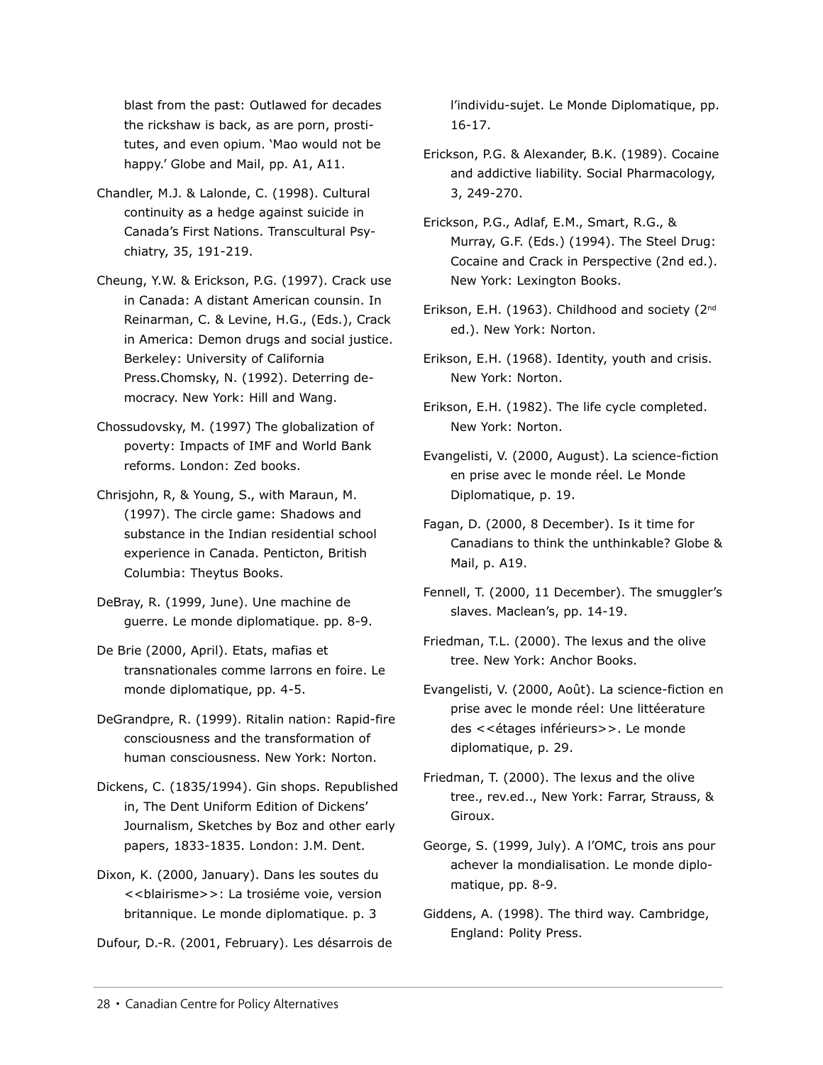blast from the past: Outlawed for decades the rickshaw is back, as are porn, prostitutes, and even opium. 'Mao would not be happy.' Globe and Mail, pp. A1, A11.

Chandler, M.J. & Lalonde, C. (1998). Cultural continuity as a hedge against suicide in Canada's First Nations. Transcultural Psychiatry, 35, 191-219.

Cheung, Y.W. & Erickson, P.G. (1997). Crack use in Canada: A distant American counsin. In Reinarman, C. & Levine, H.G., (Eds.), Crack in America: Demon drugs and social justice. Berkeley: University of California Press.Chomsky, N. (1992). Deterring democracy. New York: Hill and Wang.

Chossudovsky, M. (1997) The globalization of poverty: Impacts of IMF and World Bank reforms. London: Zed books.

Chrisjohn, R, & Young, S., with Maraun, M. (1997). The circle game: Shadows and substance in the Indian residential school experience in Canada. Penticton, British Columbia: Theytus Books.

DeBray, R. (1999, June). Une machine de guerre. Le monde diplomatique. pp. 8-9.

De Brie (2000, April). Etats, mafias et transnationales comme larrons en foire. Le monde diplomatique, pp. 4-5.

DeGrandpre, R. (1999). Ritalin nation: Rapid-fire consciousness and the transformation of human consciousness. New York: Norton.

Dickens, C. (1835/1994). Gin shops. Republished in, The Dent Uniform Edition of Dickens' Journalism, Sketches by Boz and other early papers, 1833-1835. London: J.M. Dent.

Dixon, K. (2000, January). Dans les soutes du <<blairisme>>: La trosiéme voie, version britannique. Le monde diplomatique. p. 3

Dufour, D.-R. (2001, February). Les désarrois de l'individu-sujet. Le Monde Diplomatique, pp. 16-17.

Erickson, P.G. & Alexander, B.K. (1989). Cocaine and addictive liability. Social Pharmacology, 3, 249-270.

Erickson, P.G., Adlaf, E.M., Smart, R.G., & Murray, G.F. (Eds.) (1994). The Steel Drug: Cocaine and Crack in Perspective (2nd ed.). New York: Lexington Books.

Erikson, E.H. (1963). Childhood and society (2nd ed.). New York: Norton.

Erikson, E.H. (1968). Identity, youth and crisis. New York: Norton.

Erikson, E.H. (1982). The life cycle completed. New York: Norton.

Evangelisti, V. (2000, August). La science-fiction en prise avec le monde réel. Le Monde Diplomatique, p. 19.

Fagan, D. (2000, 8 December). Is it time for Canadians to think the unthinkable? Globe & Mail, p. A19.

Fennell, T. (2000, 11 December). The smuggler's slaves. Maclean's, pp. 14-19.

Friedman, T.L. (2000). The lexus and the olive tree. New York: Anchor Books.

Evangelisti, V. (2000, Août). La science-fiction en prise avec le monde réel: Une littéerature des <<étages inférieurs>>. Le monde diplomatique, p. 29.

Friedman, T. (2000). The lexus and the olive tree., rev.ed.., New York: Farrar, Strauss, & Giroux.

George, S. (1999, July). A l'OMC, trois ans pour achever la mondialisation. Le monde diplomatique, pp. 8-9.

Giddens, A. (1998). The third way. Cambridge, England: Polity Press.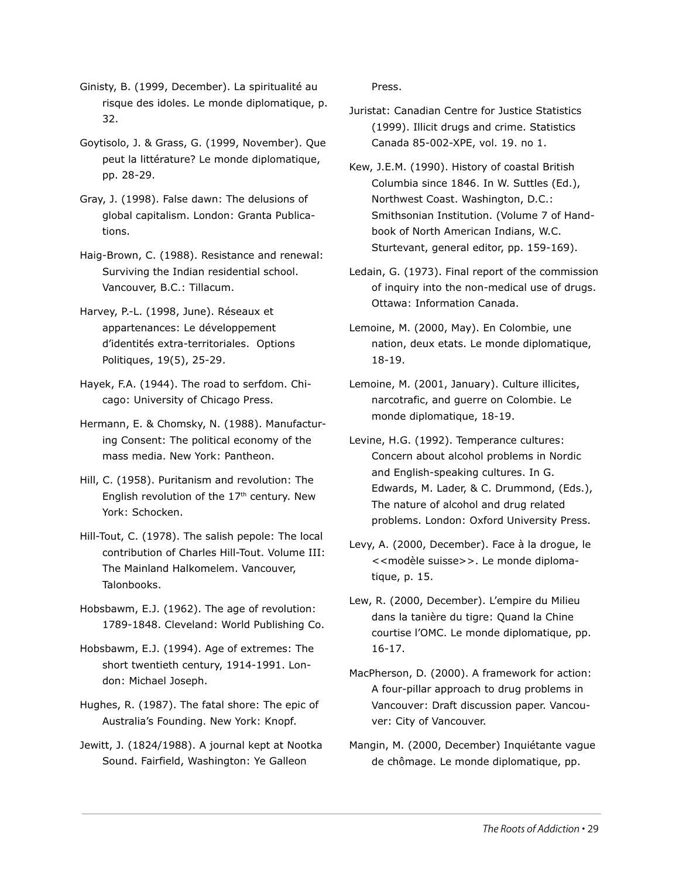Ginisty, B. (1999, December). La spiritualité au risque des idoles. Le monde diplomatique, p. 32.

Goytisolo, J. & Grass, G. (1999, November). Que peut la littérature? Le monde diplomatique, pp. 28-29.

Gray, J. (1998). False dawn: The delusions of global capitalism. London: Granta Publications.

Haig-Brown, C. (1988). Resistance and renewal: Surviving the Indian residential school. Vancouver, B.C.: Tillacum.

Harvey, P.-L. (1998, June). Réseaux et appartenances: Le développement d'identités extra-territoriales. Options Politiques, 19(5), 25-29.

Hayek, F.A. (1944). The road to serfdom. Chicago: University of Chicago Press.

Hermann, E. & Chomsky, N. (1988). Manufacturing Consent: The political economy of the mass media. New York: Pantheon.

Hill, C. (1958). Puritanism and revolution: The English revolution of the 17th century. New York: Schocken.

Hill-Tout, C. (1978). The salish pepole: The local contribution of Charles Hill-Tout. Volume III: The Mainland Halkomelem. Vancouver, Talonbooks.

Hobsbawm, E.J. (1962). The age of revolution: 1789-1848. Cleveland: World Publishing Co.

Hobsbawm, E.J. (1994). Age of extremes: The short twentieth century, 1914-1991. London: Michael Joseph.

Hughes, R. (1987). The fatal shore: The epic of Australia's Founding. New York: Knopf.

Jewitt, J. (1824/1988). A journal kept at Nootka Sound. Fairfield, Washington: Ye Galleon Press.

Juristat: Canadian Centre for Justice Statistics (1999). Illicit drugs and crime. Statistics Canada 85-002-XPE, vol. 19. no 1.

Kew, J.E.M. (1990). History of coastal British Columbia since 1846. In W. Suttles (Ed.), Northwest Coast. Washington, D.C.: Smithsonian Institution. (Volume 7 of Handbook of North American Indians, W.C. Sturtevant, general editor, pp. 159-169).

Ledain, G. (1973). Final report of the commission of inquiry into the non-medical use of drugs. Ottawa: Information Canada.

Lemoine, M. (2000, May). En Colombie, une nation, deux etats. Le monde diplomatique, 18-19.

Lemoine, M. (2001, January). Culture illicites, narcotrafic, and guerre on Colombie. Le monde diplomatique, 18-19.

Levine, H.G. (1992). Temperance cultures: Concern about alcohol problems in Nordic and English-speaking cultures. In G. Edwards, M. Lader, & C. Drummond, (Eds.), The nature of alcohol and drug related problems. London: Oxford University Press.

Levy, A. (2000, December). Face à la drogue, le <<modèle suisse>>. Le monde diplomatique, p. 15.

Lew, R. (2000, December). L'empire du Milieu dans la tanière du tigre: Quand la Chine courtise l'OMC. Le monde diplomatique, pp. 16-17.

MacPherson, D. (2000). A framework for action: A four-pillar approach to drug problems in Vancouver: Draft discussion paper. Vancouver: City of Vancouver.

Mangin, M. (2000, December) Inquiétante vague de chômage. Le monde diplomatique, pp.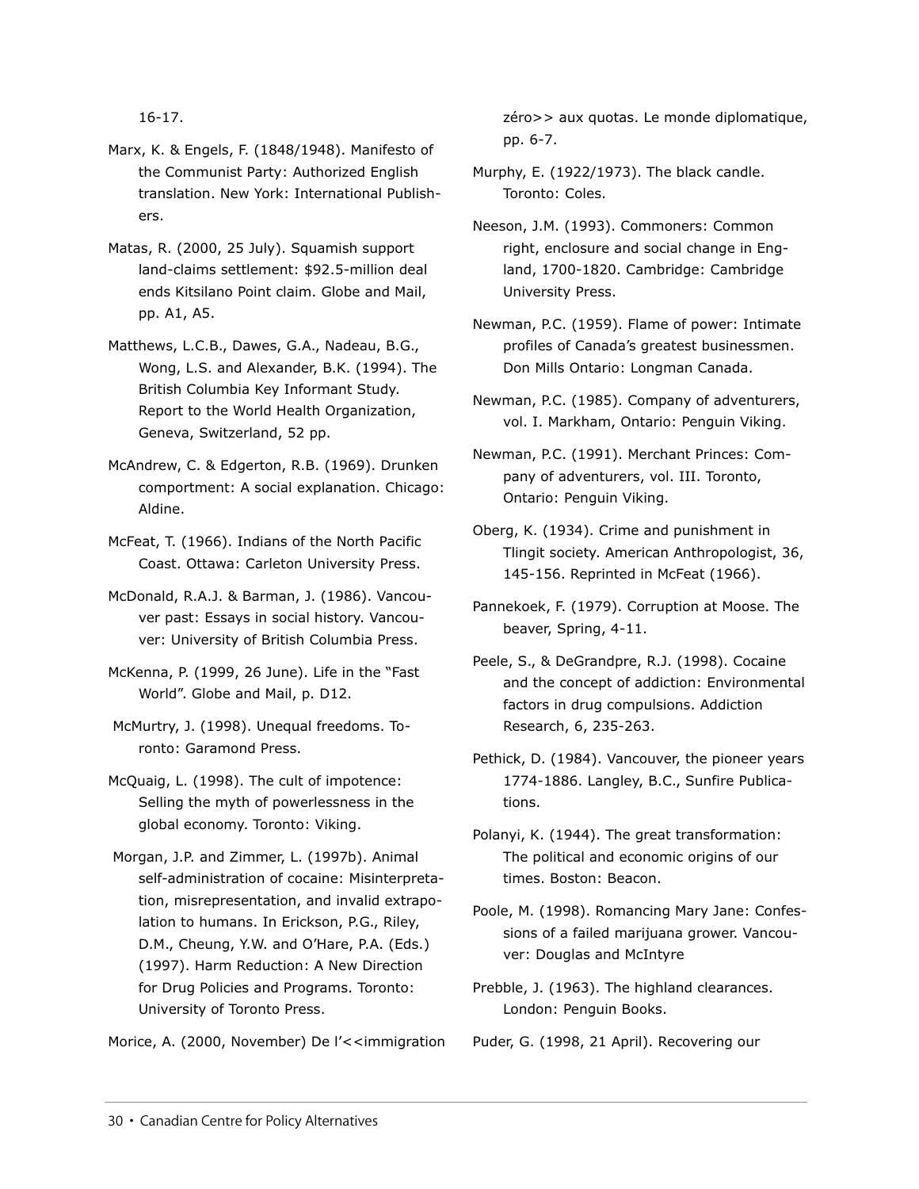16-17.

Marx, K. & Engels, F. (1848/1948). Manifesto of the Communist Party: Authorized English translation. New York: International Publishers.

Matas, R. (2000, 25 July). Squamish support land-claims settlement: $92.5-million deal ends Kitsilano Point claim. Globe and Mail, pp. A1, A5.

Matthews, L.C.B., Dawes, G.A., Nadeau, B.G., Wong, L.S. and Alexander, B.K. (1994). The British Columbia Key Informant Study. Report to the World Health Organization, Geneva, Switzerland, 52 pp.

McAndrew, C. & Edgerton, R.B. (1969). Drunken comportment: A social explanation. Chicago: Aldine.

McFeat, T. (1966). Indians of the North Pacific Coast. Ottawa: Carleton University Press.

McDonald, R.A.J. & Barman, J. (1986). Vancouver past: Essays in social history. Vancouver: University of British Columbia Press.

McKenna, P. (1999, 26 June). Life in the "Fast World". Globe and Mail, p. D12.

McMurtry, J. (1998). Unequal freedoms. Toronto: Garamond Press.

McQuaig, L. (1998). The cult of impotence: Selling the myth of powerlessness in the global economy. Toronto: Viking.

Morgan, J.P. and Zimmer, L. (1997b). Animal self-administration of cocaine: Misinterpretation, misrepresentation, and invalid extrapolation to humans. In Erickson, P.G., Riley, D.M., Cheung, Y.W. and O'Hare, P.A. (Eds.) (1997). Harm Reduction: A New Direction for Drug Policies and Programs. Toronto: University of Toronto Press.

Morice, A. (2000, November) De l'<<immigration zéro>> aux quotas. Le monde diplomatique, pp. 6-7.

Murphy, E. (1922/1973). The black candle. Toronto: Coles.

Neeson, J.M. (1993). Commoners: Common right, enclosure and social change in England, 1700-1820. Cambridge: Cambridge University Press.

Newman, P.C. (1959). Flame of power: Intimate profiles of Canada's greatest businessmen. Don Mills Ontario: Longman Canada.

Newman, P.C. (1985). Company of adventurers, vol. I. Markham, Ontario: Penguin Viking.

Newman, P.C. (1991). Merchant Princes: Company of adventurers, vol. III. Toronto, Ontario: Penguin Viking.

Oberg, K. (1934). Crime and punishment in Tlingit society. American Anthropologist, 36, 145-156. Reprinted in McFeat (1966).

Pannekoek, F. (1979). Corruption at Moose. The beaver, Spring, 4-11.

Peele, S., & DeGrandpre, R.J. (1998). Cocaine and the concept of addiction: Environmental factors in drug compulsions. Addiction Research, 6, 235-263.

Pethick, D. (1984). Vancouver, the pioneer years 1774-1886. Langley, B.C., Sunfire Publications.

Polanyi, K. (1944). The great transformation: The political and economic origins of our times. Boston: Beacon.

Poole, M. (1998). Romancing Mary Jane: Confessions of a failed marijuana grower. Vancouver: Douglas and McIntyre

Prebble, J. (1963). The highland clearances. London: Penguin Books.

Puder, G. (1998, 21 April). Recovering our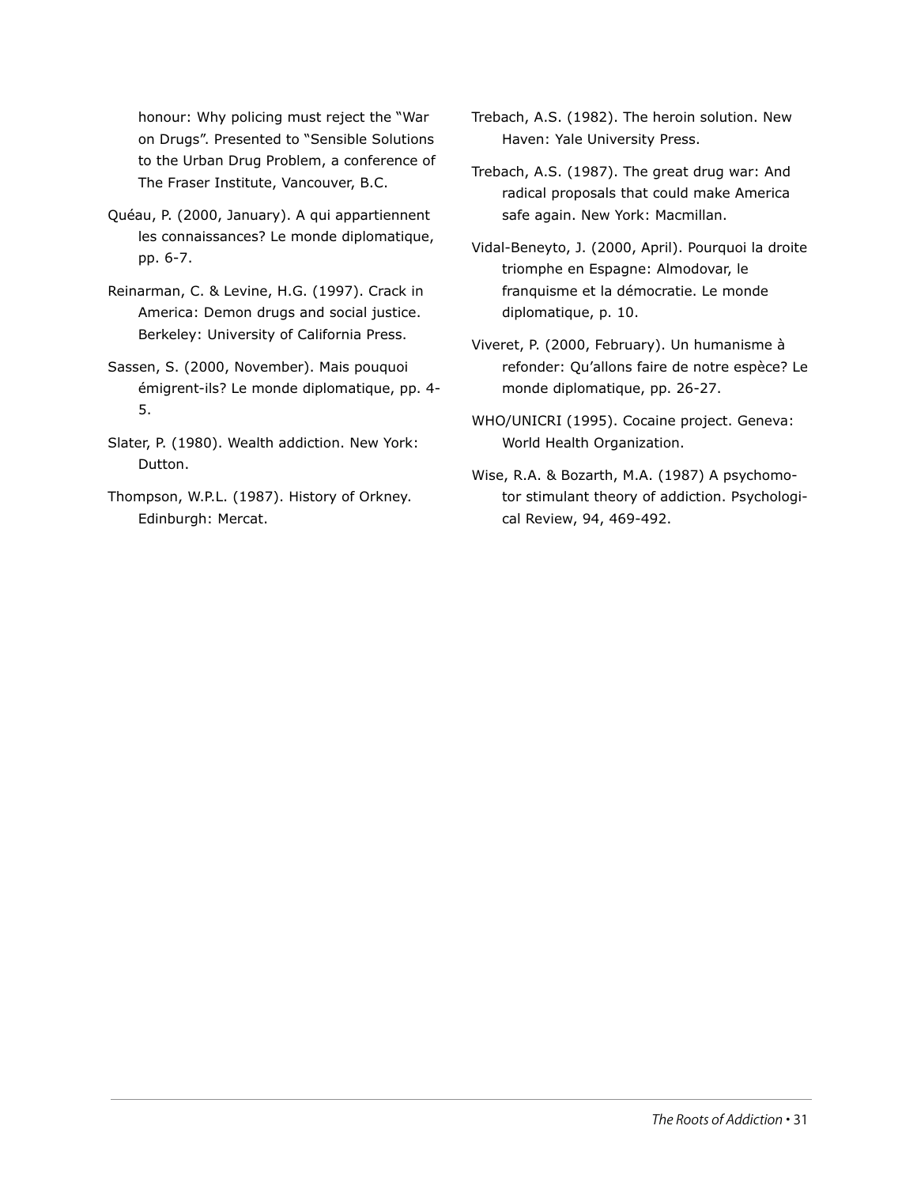honour: Why policing must reject the "War on Drugs". Presented to "Sensible Solutions to the Urban Drug Problem, a conference of The Fraser Institute, Vancouver, B.C.

Quéau, P. (2000, January). A qui appartiennent les connaissances? Le monde diplomatique, pp. 6-7.

Reinarman, C. & Levine, H.G. (1997). Crack in America: Demon drugs and social justice. Berkeley: University of California Press.

Sassen, S. (2000, November). Mais pouquoi émigrent-ils? Le monde diplomatique, pp. 4-5.

Slater, P. (1980). Wealth addiction. New York: Dutton.

Thompson, W.P.L. (1987). History of Orkney. Edinburgh: Mercat.

Trebach, A.S. (1982). The heroin solution. New Haven: Yale University Press.

Trebach, A.S. (1987). The great drug war: And radical proposals that could make America safe again. New York: Macmillan.

Vidal-Beneyto, J. (2000, April). Pourquoi la droite triomphe en Espagne: Almodovar, le franquisme et la démocratie. Le monde diplomatique, p. 10.

Viveret, P. (2000, February). Un humanisme à refonder: Qu'allons faire de notre espèce? Le monde diplomatique, pp. 26-27.

WHO/UNICRI (1995). Cocaine project. Geneva: World Health Organization.

Wise, R.A. & Bozarth, M.A. (1987) A psychomotor stimulant theory of addiction. Psychological Review, 94, 469-492.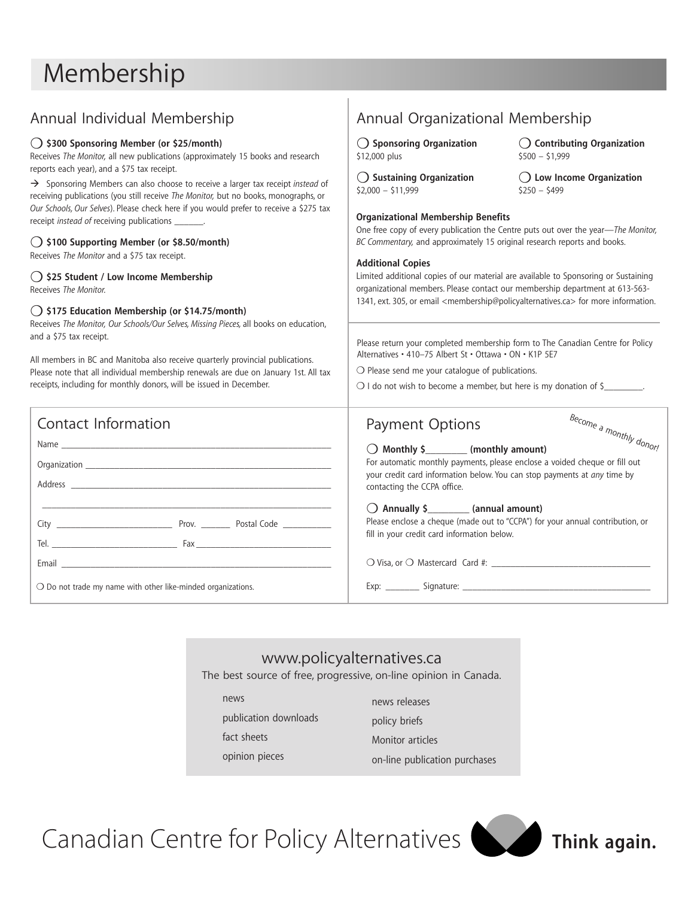# Membership

## Annual Individual Membership

❍ **$300 Sponsoring Member (or $25/month)**
Receives *The Monitor,* all new publications (approximately 15 books and research reports each year), and a $75 tax receipt.

→ Sponsoring Members can also choose to receive a larger tax receipt *instead* of receiving publications (you still receive *The Monitor,* but no books, monographs, or *Our Schools, Our Selves*). Please check here if you would prefer to receive a $275 tax receipt *instead of* receiving publications _______.

❍ **$100 Supporting Member (or $8.50/month)**
Receives *The Monitor* and a $75 tax receipt.

❍ **$25 Student / Low Income Membership**
Receives *The Monitor.*

❍ **$175 Education Membership (or $14.75/month)**
Receives *The Monitor, Our Schools/Our Selves, Missing Pieces,* all books on education, and a $75 tax receipt.

All members in BC and Manitoba also receive quarterly provincial publications. Please note that all individual membership renewals are due on January 1st. All tax receipts, including for monthly donors, will be issued in December.

## Annual Organizational Membership

❍ **Sponsoring Organization**
$12,000 plus

❍ **Sustaining Organization**
$2,000 – $11,999

❍ **Contributing Organization**
$500 – $1,999

❍ **Low Income Organization**
$250 – $499

**Organizational Membership Benefits**
One free copy of every publication the Centre puts out over the year—*The Monitor, BC Commentary,* and approximately 15 original research reports and books.

**Additional Copies**
Limited additional copies of our material are available to Sponsoring or Sustaining organizational members. Please contact our membership department at 613-563-1341, ext. 305, or email <membership@policyalternatives.ca> for more information.

Please return your completed membership form to The Canadian Centre for Policy Alternatives • 410–75 Albert St • Ottawa • ON • K1P 5E7

❍ Please send me your catalogue of publications.

❍ I do not wish to become a member, but here is my donation of $_________.

## Contact Information

Name ___________________________________________

Organization ____________________________________

Address ________________________________________

_______________________________________________

City ____________________ Prov. _______ Postal Code ___________

Tel. ______________________ Fax ________________________

Email __________________________________________

❍ Do not trade my name with other like-minded organizations.

## Payment Options

*Become a monthly donor!*

❍ **Monthly $_________ (monthly amount)**
For automatic monthly payments, please enclose a voided cheque or fill out your credit card information below. You can stop payments at *any* time by contacting the CCPA office.

❍ **Annually $_________ (annual amount)**
Please enclose a cheque (made out to "CCPA") for your annual contribution, or fill in your credit card information below.

❍ Visa, or ❍ Mastercard Card #: ______________________________

Exp: ________ Signature: ___________________________________

www.policyalternatives.ca

The best source of free, progressive, on-line opinion in Canada.

- news
- publication downloads
- fact sheets
- opinion pieces
- news releases
- policy briefs
- Monitor articles
- on-line publication purchases

Canadian Centre for Policy Alternatives **Think again.**